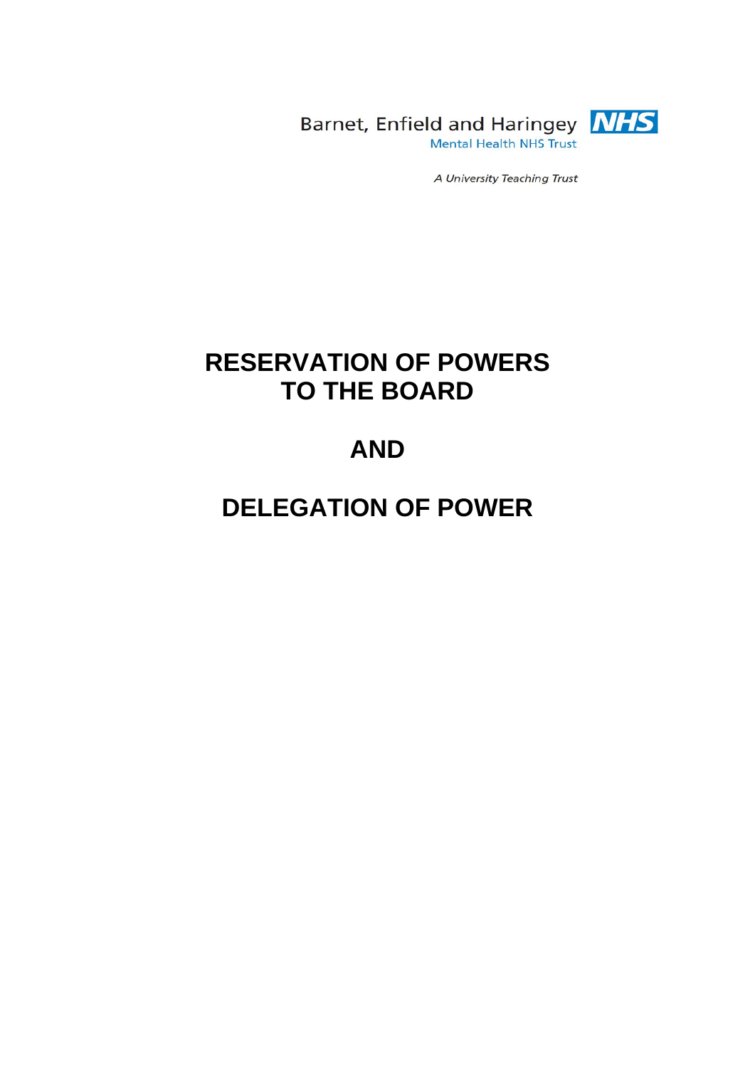Barnet, Enfield and Haringey **NHS**
Mental Health NHS Trust

*A University Teaching Trust*

# RESERVATION OF POWERS TO THE BOARD

# AND

# DELEGATION OF POWER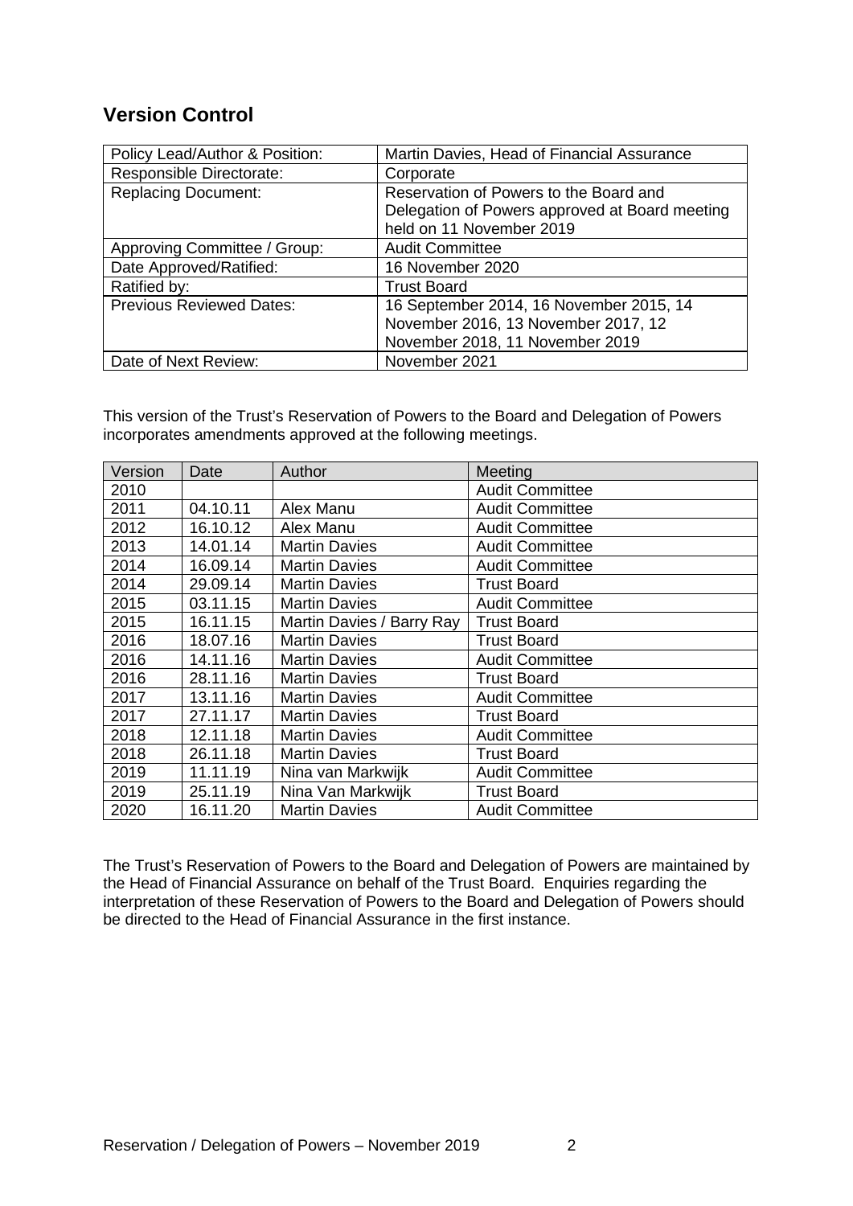## Version Control

| Policy Lead/Author & Position: | Martin Davies, Head of Financial Assurance |
|---|---|
| Responsible Directorate: | Corporate |
| Replacing Document: | Reservation of Powers to the Board and Delegation of Powers approved at Board meeting held on 11 November 2019 |
| Approving Committee / Group: | Audit Committee |
| Date Approved/Ratified: | 16 November 2020 |
| Ratified by: | Trust Board |
| Previous Reviewed Dates: | 16 September 2014, 16 November 2015, 14 November 2016, 13 November 2017, 12 November 2018, 11 November 2019 |
| Date of Next Review: | November 2021 |

This version of the Trust's Reservation of Powers to the Board and Delegation of Powers incorporates amendments approved at the following meetings.

| Version | Date | Author | Meeting |
|---|---|---|---|
| 2010 | | | Audit Committee |
| 2011 | 04.10.11 | Alex Manu | Audit Committee |
| 2012 | 16.10.12 | Alex Manu | Audit Committee |
| 2013 | 14.01.14 | Martin Davies | Audit Committee |
| 2014 | 16.09.14 | Martin Davies | Audit Committee |
| 2014 | 29.09.14 | Martin Davies | Trust Board |
| 2015 | 03.11.15 | Martin Davies | Audit Committee |
| 2015 | 16.11.15 | Martin Davies / Barry Ray | Trust Board |
| 2016 | 18.07.16 | Martin Davies | Trust Board |
| 2016 | 14.11.16 | Martin Davies | Audit Committee |
| 2016 | 28.11.16 | Martin Davies | Trust Board |
| 2017 | 13.11.16 | Martin Davies | Audit Committee |
| 2017 | 27.11.17 | Martin Davies | Trust Board |
| 2018 | 12.11.18 | Martin Davies | Audit Committee |
| 2018 | 26.11.18 | Martin Davies | Trust Board |
| 2019 | 11.11.19 | Nina van Markwijk | Audit Committee |
| 2019 | 25.11.19 | Nina Van Markwijk | Trust Board |
| 2020 | 16.11.20 | Martin Davies | Audit Committee |

The Trust's Reservation of Powers to the Board and Delegation of Powers are maintained by the Head of Financial Assurance on behalf of the Trust Board. Enquiries regarding the interpretation of these Reservation of Powers to the Board and Delegation of Powers should be directed to the Head of Financial Assurance in the first instance.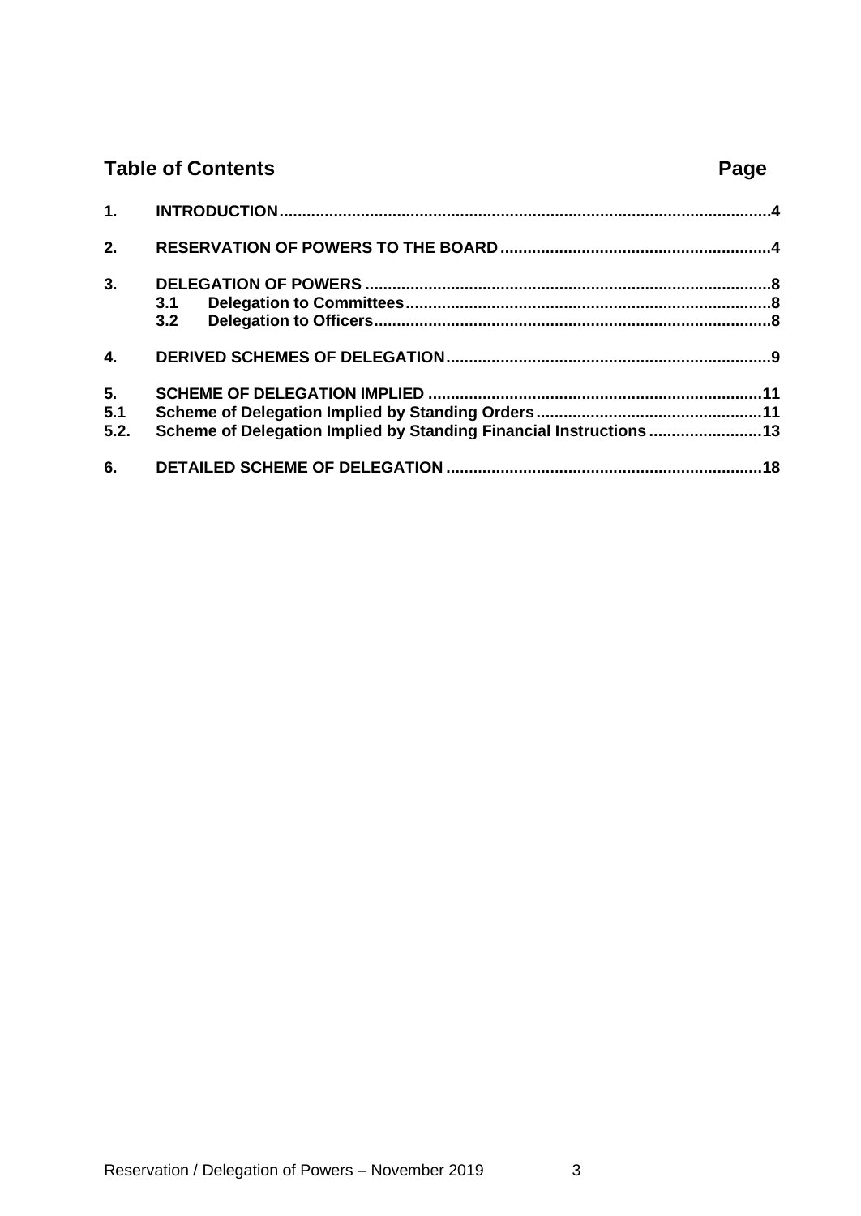## Table of Contents

| | | Page |
|---|---|---|
| 1. | INTRODUCTION | 4 |
| 2. | RESERVATION OF POWERS TO THE BOARD | 4 |
| 3. | DELEGATION OF POWERS | 8 |
| | 3.1 Delegation to Committees | 8 |
| | 3.2 Delegation to Officers | 8 |
| 4. | DERIVED SCHEMES OF DELEGATION | 9 |
| 5. | SCHEME OF DELEGATION IMPLIED | 11 |
| 5.1 | Scheme of Delegation Implied by Standing Orders | 11 |
| 5.2. | Scheme of Delegation Implied by Standing Financial Instructions | 13 |
| 6. | DETAILED SCHEME OF DELEGATION | 18 |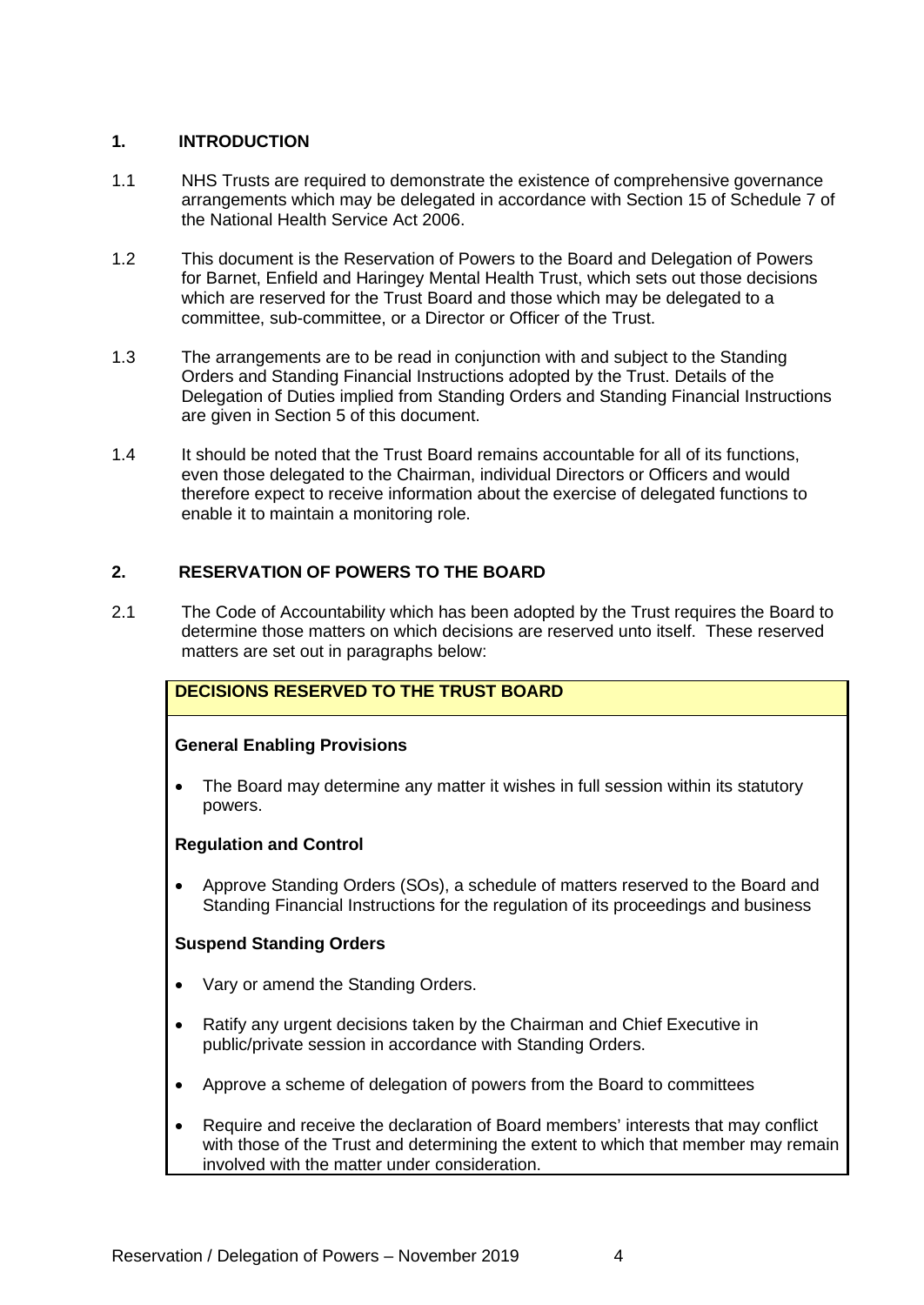## 1. INTRODUCTION

1.1 NHS Trusts are required to demonstrate the existence of comprehensive governance arrangements which may be delegated in accordance with Section 15 of Schedule 7 of the National Health Service Act 2006.

1.2 This document is the Reservation of Powers to the Board and Delegation of Powers for Barnet, Enfield and Haringey Mental Health Trust, which sets out those decisions which are reserved for the Trust Board and those which may be delegated to a committee, sub-committee, or a Director or Officer of the Trust.

1.3 The arrangements are to be read in conjunction with and subject to the Standing Orders and Standing Financial Instructions adopted by the Trust. Details of the Delegation of Duties implied from Standing Orders and Standing Financial Instructions are given in Section 5 of this document.

1.4 It should be noted that the Trust Board remains accountable for all of its functions, even those delegated to the Chairman, individual Directors or Officers and would therefore expect to receive information about the exercise of delegated functions to enable it to maintain a monitoring role.

## 2. RESERVATION OF POWERS TO THE BOARD

2.1 The Code of Accountability which has been adopted by the Trust requires the Board to determine those matters on which decisions are reserved unto itself. These reserved matters are set out in paragraphs below:

| DECISIONS RESERVED TO THE TRUST BOARD |
| --- |
| **General Enabling Provisions**<br><br>• The Board may determine any matter it wishes in full session within its statutory powers.<br><br>**Regulation and Control**<br><br>• Approve Standing Orders (SOs), a schedule of matters reserved to the Board and Standing Financial Instructions for the regulation of its proceedings and business<br><br>**Suspend Standing Orders**<br><br>• Vary or amend the Standing Orders.<br><br>• Ratify any urgent decisions taken by the Chairman and Chief Executive in public/private session in accordance with Standing Orders.<br><br>• Approve a scheme of delegation of powers from the Board to committees<br><br>• Require and receive the declaration of Board members' interests that may conflict with those of the Trust and determining the extent to which that member may remain involved with the matter under consideration. |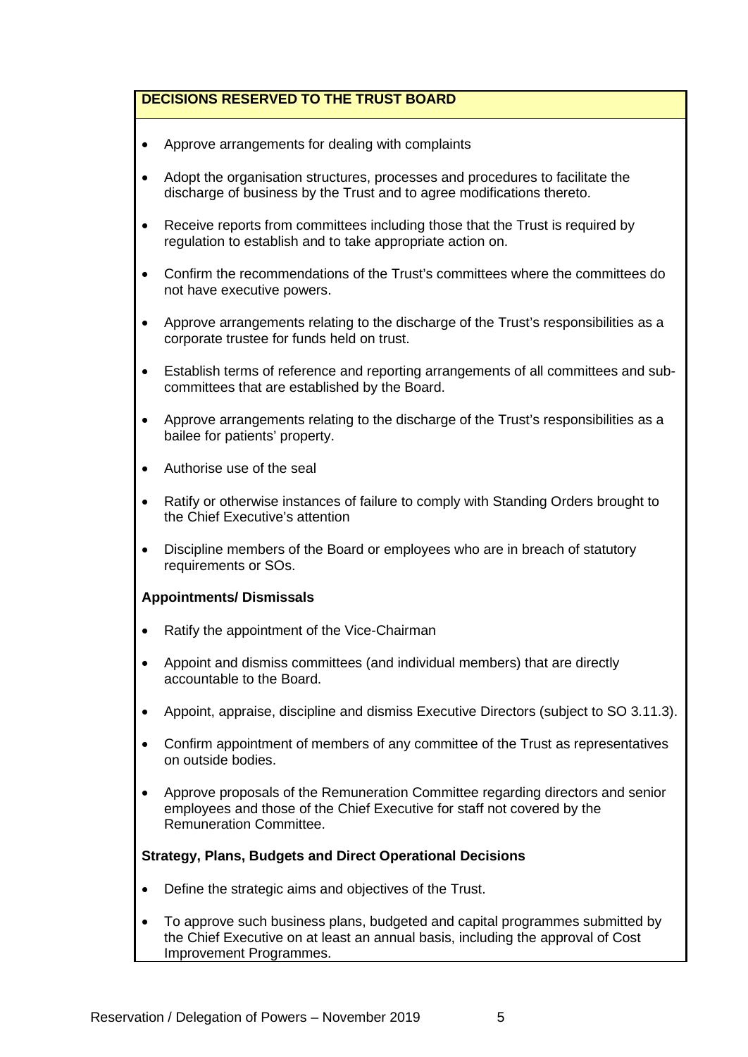**DECISIONS RESERVED TO THE TRUST BOARD**

- Approve arrangements for dealing with complaints
- Adopt the organisation structures, processes and procedures to facilitate the discharge of business by the Trust and to agree modifications thereto.
- Receive reports from committees including those that the Trust is required by regulation to establish and to take appropriate action on.
- Confirm the recommendations of the Trust's committees where the committees do not have executive powers.
- Approve arrangements relating to the discharge of the Trust's responsibilities as a corporate trustee for funds held on trust.
- Establish terms of reference and reporting arrangements of all committees and sub-committees that are established by the Board.
- Approve arrangements relating to the discharge of the Trust's responsibilities as a bailee for patients' property.
- Authorise use of the seal
- Ratify or otherwise instances of failure to comply with Standing Orders brought to the Chief Executive's attention
- Discipline members of the Board or employees who are in breach of statutory requirements or SOs.

**Appointments/ Dismissals**

- Ratify the appointment of the Vice-Chairman
- Appoint and dismiss committees (and individual members) that are directly accountable to the Board.
- Appoint, appraise, discipline and dismiss Executive Directors (subject to SO 3.11.3).
- Confirm appointment of members of any committee of the Trust as representatives on outside bodies.
- Approve proposals of the Remuneration Committee regarding directors and senior employees and those of the Chief Executive for staff not covered by the Remuneration Committee.

**Strategy, Plans, Budgets and Direct Operational Decisions**

- Define the strategic aims and objectives of the Trust.
- To approve such business plans, budgeted and capital programmes submitted by the Chief Executive on at least an annual basis, including the approval of Cost Improvement Programmes.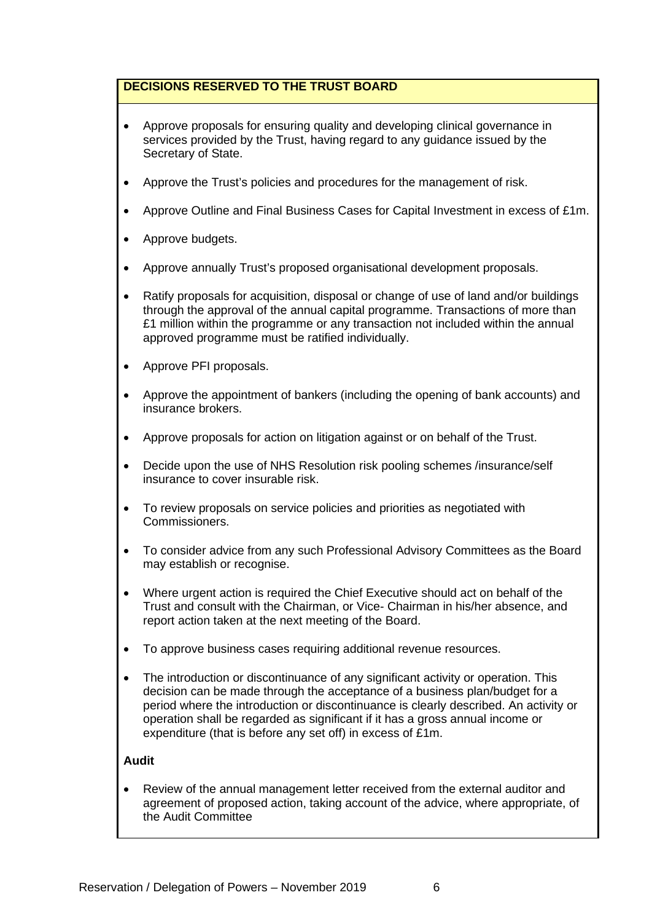**DECISIONS RESERVED TO THE TRUST BOARD**

- Approve proposals for ensuring quality and developing clinical governance in services provided by the Trust, having regard to any guidance issued by the Secretary of State.
- Approve the Trust's policies and procedures for the management of risk.
- Approve Outline and Final Business Cases for Capital Investment in excess of £1m.
- Approve budgets.
- Approve annually Trust's proposed organisational development proposals.
- Ratify proposals for acquisition, disposal or change of use of land and/or buildings through the approval of the annual capital programme. Transactions of more than £1 million within the programme or any transaction not included within the annual approved programme must be ratified individually.
- Approve PFI proposals.
- Approve the appointment of bankers (including the opening of bank accounts) and insurance brokers.
- Approve proposals for action on litigation against or on behalf of the Trust.
- Decide upon the use of NHS Resolution risk pooling schemes /insurance/self insurance to cover insurable risk.
- To review proposals on service policies and priorities as negotiated with Commissioners.
- To consider advice from any such Professional Advisory Committees as the Board may establish or recognise.
- Where urgent action is required the Chief Executive should act on behalf of the Trust and consult with the Chairman, or Vice- Chairman in his/her absence, and report action taken at the next meeting of the Board.
- To approve business cases requiring additional revenue resources.
- The introduction or discontinuance of any significant activity or operation. This decision can be made through the acceptance of a business plan/budget for a period where the introduction or discontinuance is clearly described. An activity or operation shall be regarded as significant if it has a gross annual income or expenditure (that is before any set off) in excess of £1m.

**Audit**

- Review of the annual management letter received from the external auditor and agreement of proposed action, taking account of the advice, where appropriate, of the Audit Committee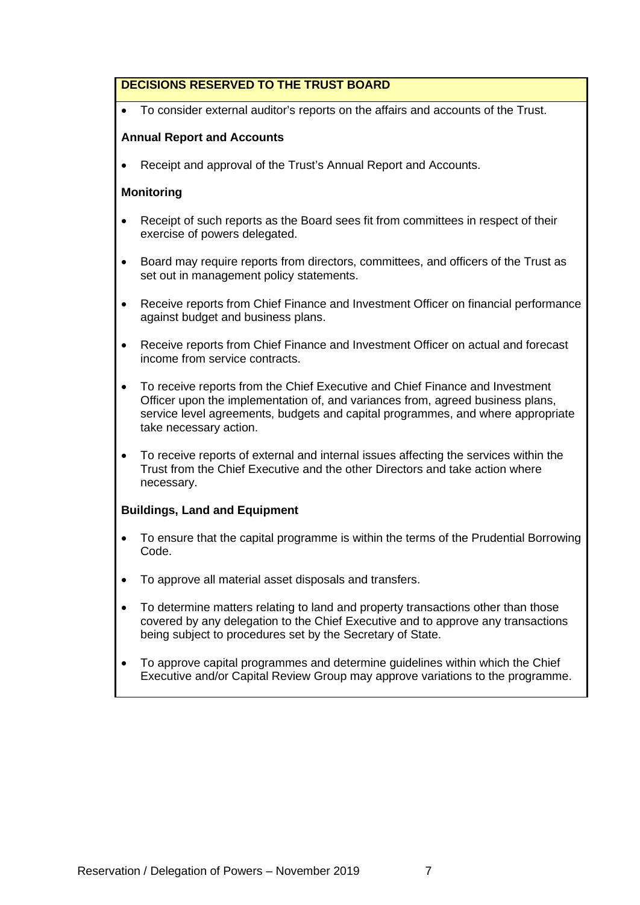**DECISIONS RESERVED TO THE TRUST BOARD**

- To consider external auditor's reports on the affairs and accounts of the Trust.

**Annual Report and Accounts**

- Receipt and approval of the Trust's Annual Report and Accounts.

**Monitoring**

- Receipt of such reports as the Board sees fit from committees in respect of their exercise of powers delegated.
- Board may require reports from directors, committees, and officers of the Trust as set out in management policy statements.
- Receive reports from Chief Finance and Investment Officer on financial performance against budget and business plans.
- Receive reports from Chief Finance and Investment Officer on actual and forecast income from service contracts.
- To receive reports from the Chief Executive and Chief Finance and Investment Officer upon the implementation of, and variances from, agreed business plans, service level agreements, budgets and capital programmes, and where appropriate take necessary action.
- To receive reports of external and internal issues affecting the services within the Trust from the Chief Executive and the other Directors and take action where necessary.

**Buildings, Land and Equipment**

- To ensure that the capital programme is within the terms of the Prudential Borrowing Code.
- To approve all material asset disposals and transfers.
- To determine matters relating to land and property transactions other than those covered by any delegation to the Chief Executive and to approve any transactions being subject to procedures set by the Secretary of State.
- To approve capital programmes and determine guidelines within which the Chief Executive and/or Capital Review Group may approve variations to the programme.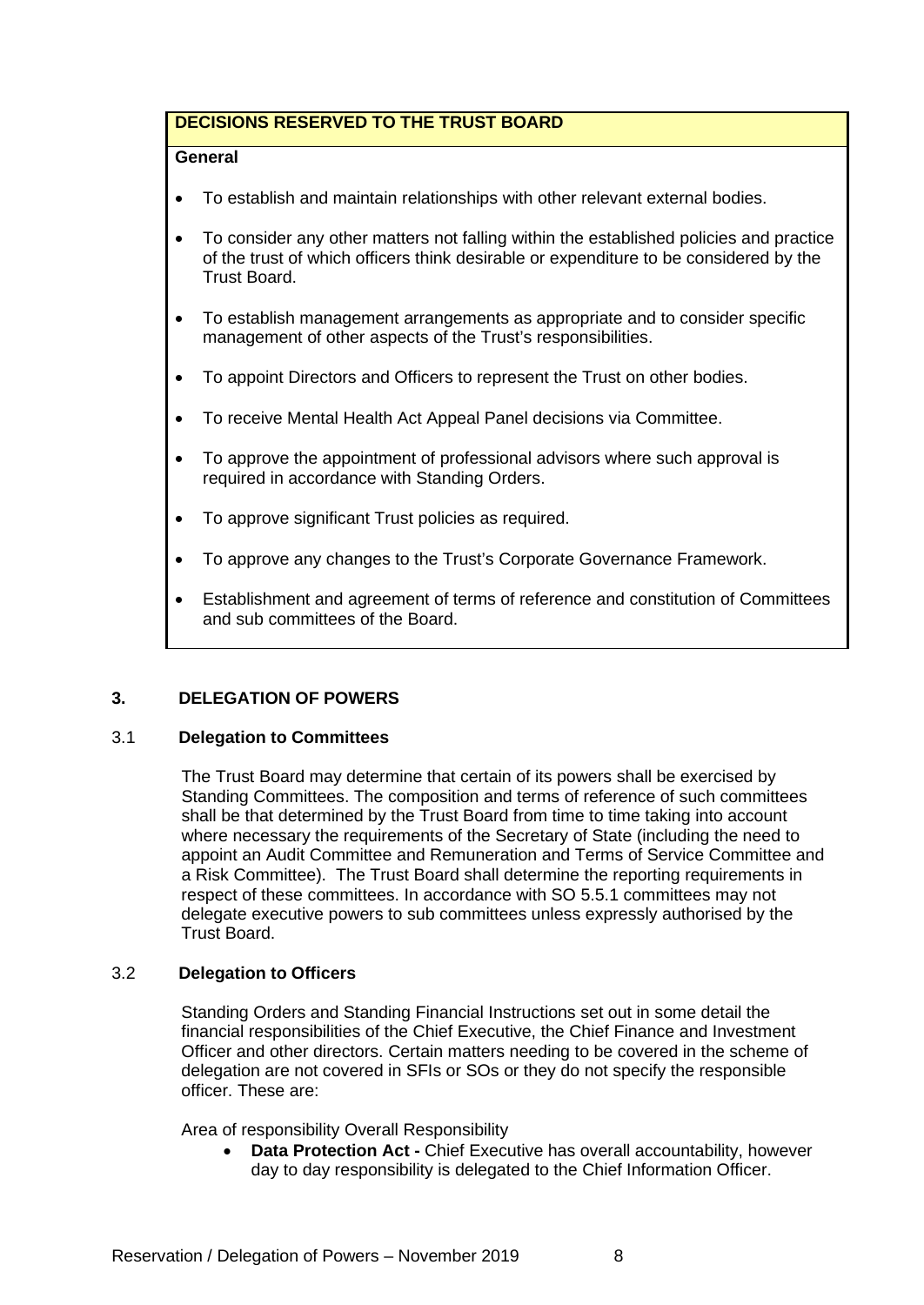**DECISIONS RESERVED TO THE TRUST BOARD**

**General**

- To establish and maintain relationships with other relevant external bodies.
- To consider any other matters not falling within the established policies and practice of the trust of which officers think desirable or expenditure to be considered by the Trust Board.
- To establish management arrangements as appropriate and to consider specific management of other aspects of the Trust's responsibilities.
- To appoint Directors and Officers to represent the Trust on other bodies.
- To receive Mental Health Act Appeal Panel decisions via Committee.
- To approve the appointment of professional advisors where such approval is required in accordance with Standing Orders.
- To approve significant Trust policies as required.
- To approve any changes to the Trust's Corporate Governance Framework.
- Establishment and agreement of terms of reference and constitution of Committees and sub committees of the Board.

## 3. DELEGATION OF POWERS

### 3.1 Delegation to Committees

The Trust Board may determine that certain of its powers shall be exercised by Standing Committees. The composition and terms of reference of such committees shall be that determined by the Trust Board from time to time taking into account where necessary the requirements of the Secretary of State (including the need to appoint an Audit Committee and Remuneration and Terms of Service Committee and a Risk Committee). The Trust Board shall determine the reporting requirements in respect of these committees. In accordance with SO 5.5.1 committees may not delegate executive powers to sub committees unless expressly authorised by the Trust Board.

### 3.2 Delegation to Officers

Standing Orders and Standing Financial Instructions set out in some detail the financial responsibilities of the Chief Executive, the Chief Finance and Investment Officer and other directors. Certain matters needing to be covered in the scheme of delegation are not covered in SFIs or SOs or they do not specify the responsible officer. These are:

Area of responsibility Overall Responsibility

- **Data Protection Act -** Chief Executive has overall accountability, however day to day responsibility is delegated to the Chief Information Officer.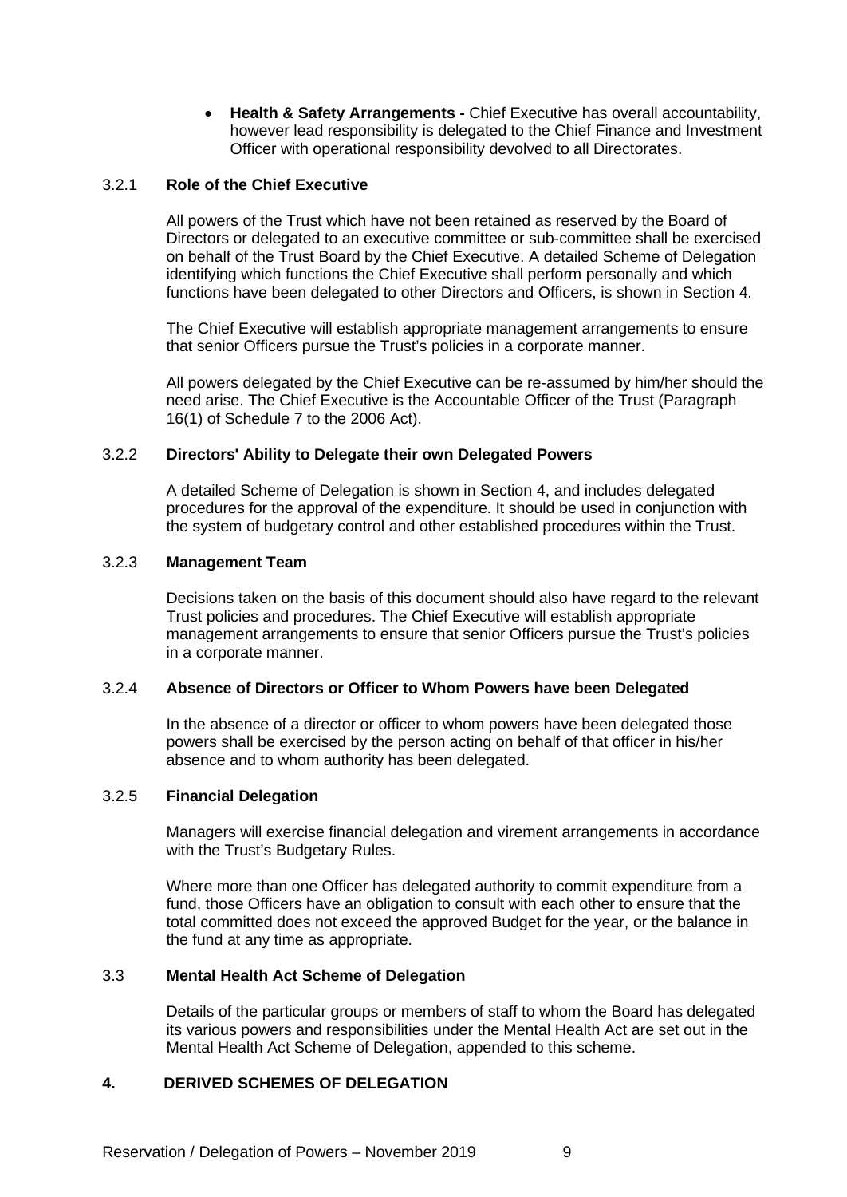- **Health & Safety Arrangements -** Chief Executive has overall accountability, however lead responsibility is delegated to the Chief Finance and Investment Officer with operational responsibility devolved to all Directorates.

### 3.2.1 Role of the Chief Executive

All powers of the Trust which have not been retained as reserved by the Board of Directors or delegated to an executive committee or sub-committee shall be exercised on behalf of the Trust Board by the Chief Executive. A detailed Scheme of Delegation identifying which functions the Chief Executive shall perform personally and which functions have been delegated to other Directors and Officers, is shown in Section 4.

The Chief Executive will establish appropriate management arrangements to ensure that senior Officers pursue the Trust's policies in a corporate manner.

All powers delegated by the Chief Executive can be re-assumed by him/her should the need arise. The Chief Executive is the Accountable Officer of the Trust (Paragraph 16(1) of Schedule 7 to the 2006 Act).

### 3.2.2 Directors' Ability to Delegate their own Delegated Powers

A detailed Scheme of Delegation is shown in Section 4, and includes delegated procedures for the approval of the expenditure. It should be used in conjunction with the system of budgetary control and other established procedures within the Trust.

### 3.2.3 Management Team

Decisions taken on the basis of this document should also have regard to the relevant Trust policies and procedures. The Chief Executive will establish appropriate management arrangements to ensure that senior Officers pursue the Trust's policies in a corporate manner.

### 3.2.4 Absence of Directors or Officer to Whom Powers have been Delegated

In the absence of a director or officer to whom powers have been delegated those powers shall be exercised by the person acting on behalf of that officer in his/her absence and to whom authority has been delegated.

### 3.2.5 Financial Delegation

Managers will exercise financial delegation and virement arrangements in accordance with the Trust's Budgetary Rules.

Where more than one Officer has delegated authority to commit expenditure from a fund, those Officers have an obligation to consult with each other to ensure that the total committed does not exceed the approved Budget for the year, or the balance in the fund at any time as appropriate.

### 3.3 Mental Health Act Scheme of Delegation

Details of the particular groups or members of staff to whom the Board has delegated its various powers and responsibilities under the Mental Health Act are set out in the Mental Health Act Scheme of Delegation, appended to this scheme.

## 4. DERIVED SCHEMES OF DELEGATION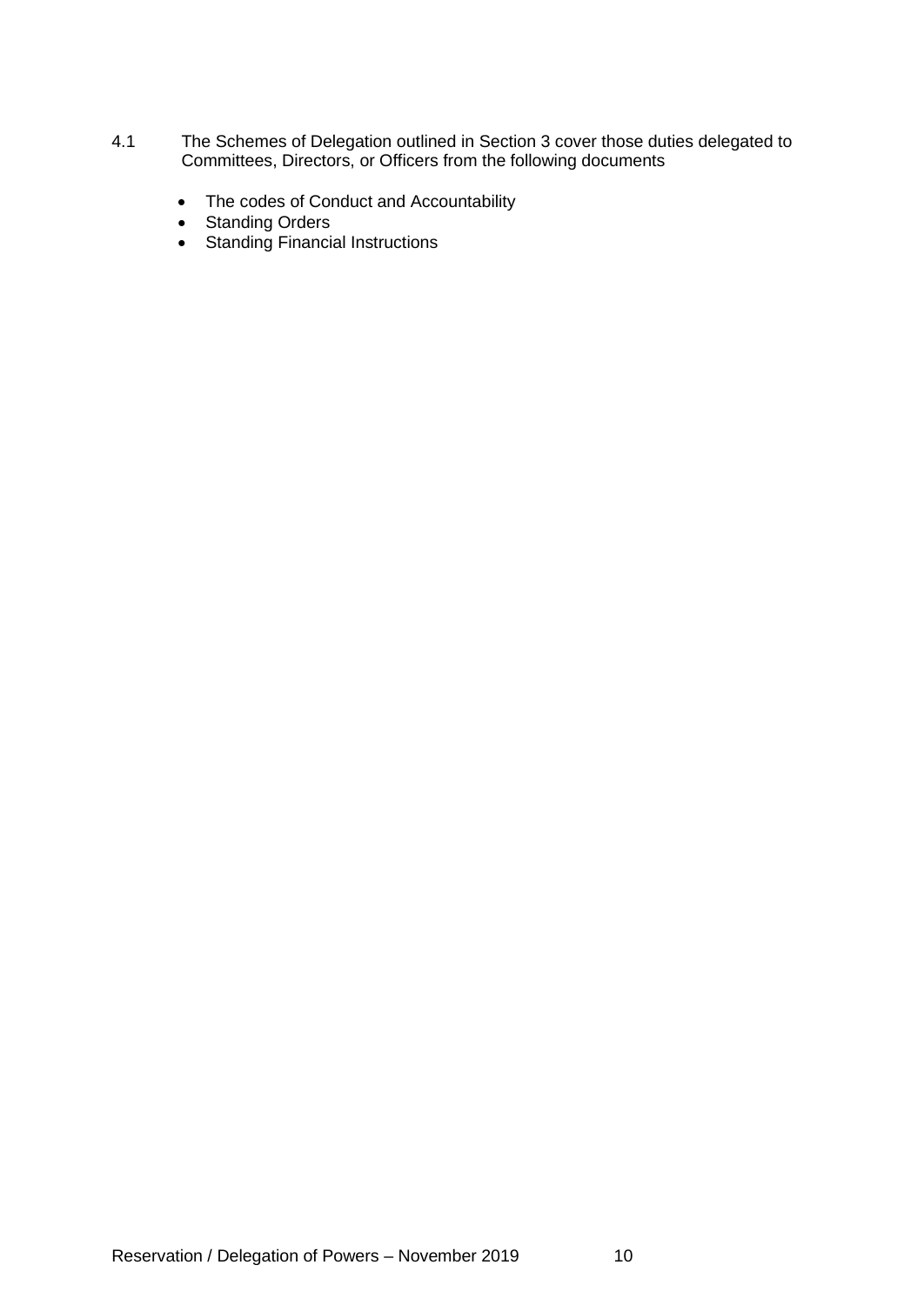4.1 The Schemes of Delegation outlined in Section 3 cover those duties delegated to Committees, Directors, or Officers from the following documents

- The codes of Conduct and Accountability
- Standing Orders
- Standing Financial Instructions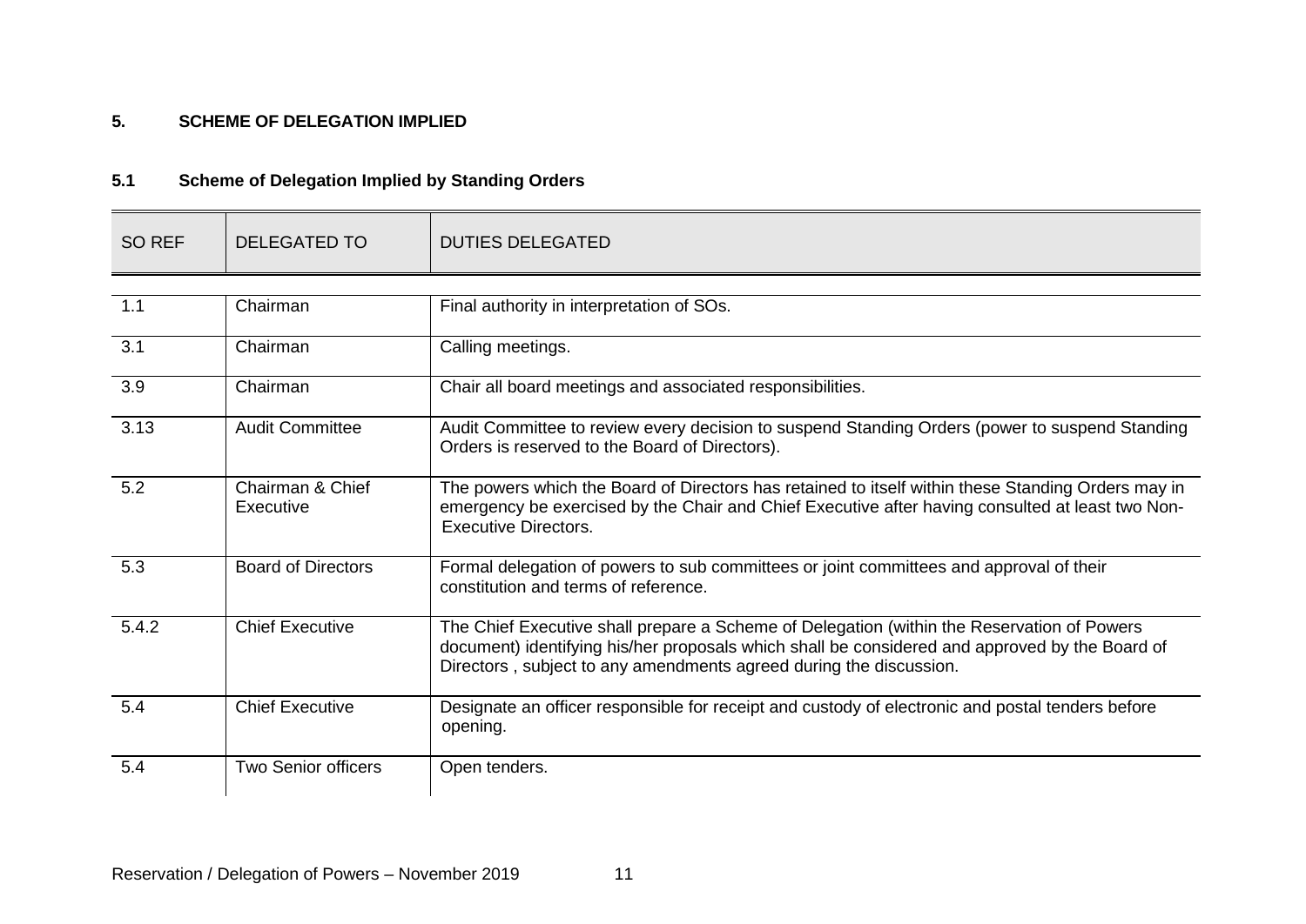## 5. SCHEME OF DELEGATION IMPLIED

### 5.1 Scheme of Delegation Implied by Standing Orders

| SO REF | DELEGATED TO | DUTIES DELEGATED |
|---|---|---|
| 1.1 | Chairman | Final authority in interpretation of SOs. |
| 3.1 | Chairman | Calling meetings. |
| 3.9 | Chairman | Chair all board meetings and associated responsibilities. |
| 3.13 | Audit Committee | Audit Committee to review every decision to suspend Standing Orders (power to suspend Standing Orders is reserved to the Board of Directors). |
| 5.2 | Chairman & Chief Executive | The powers which the Board of Directors has retained to itself within these Standing Orders may in emergency be exercised by the Chair and Chief Executive after having consulted at least two Non-Executive Directors. |
| 5.3 | Board of Directors | Formal delegation of powers to sub committees or joint committees and approval of their constitution and terms of reference. |
| 5.4.2 | Chief Executive | The Chief Executive shall prepare a Scheme of Delegation (within the Reservation of Powers document) identifying his/her proposals which shall be considered and approved by the Board of Directors , subject to any amendments agreed during the discussion. |
| 5.4 | Chief Executive | Designate an officer responsible for receipt and custody of electronic and postal tenders before opening. |
| 5.4 | Two Senior officers | Open tenders. |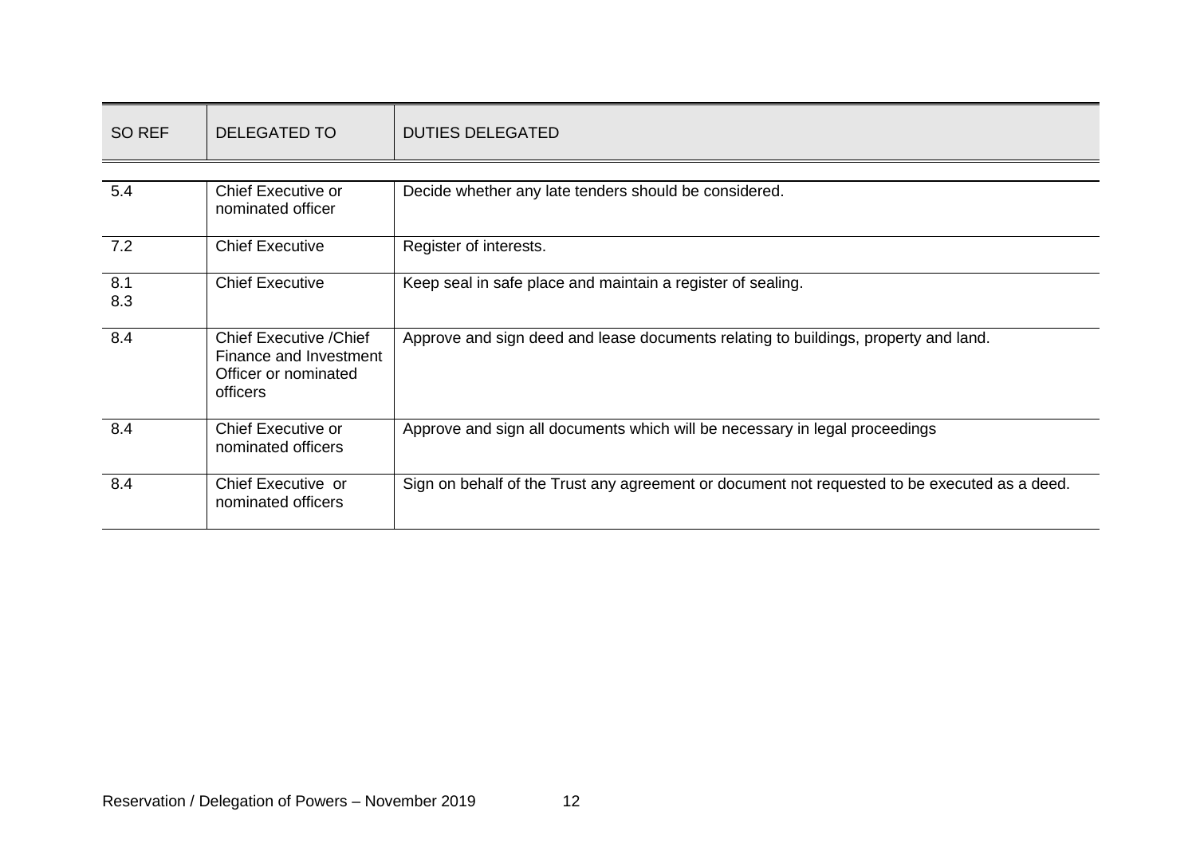| SO REF | DELEGATED TO | DUTIES DELEGATED |
|---|---|---|
| 5.4 | Chief Executive or nominated officer | Decide whether any late tenders should be considered. |
| 7.2 | Chief Executive | Register of interests. |
| 8.1<br>8.3 | Chief Executive | Keep seal in safe place and maintain a register of sealing. |
| 8.4 | Chief Executive /Chief Finance and Investment Officer or nominated officers | Approve and sign deed and lease documents relating to buildings, property and land. |
| 8.4 | Chief Executive or nominated officers | Approve and sign all documents which will be necessary in legal proceedings |
| 8.4 | Chief Executive or nominated officers | Sign on behalf of the Trust any agreement or document not requested to be executed as a deed. |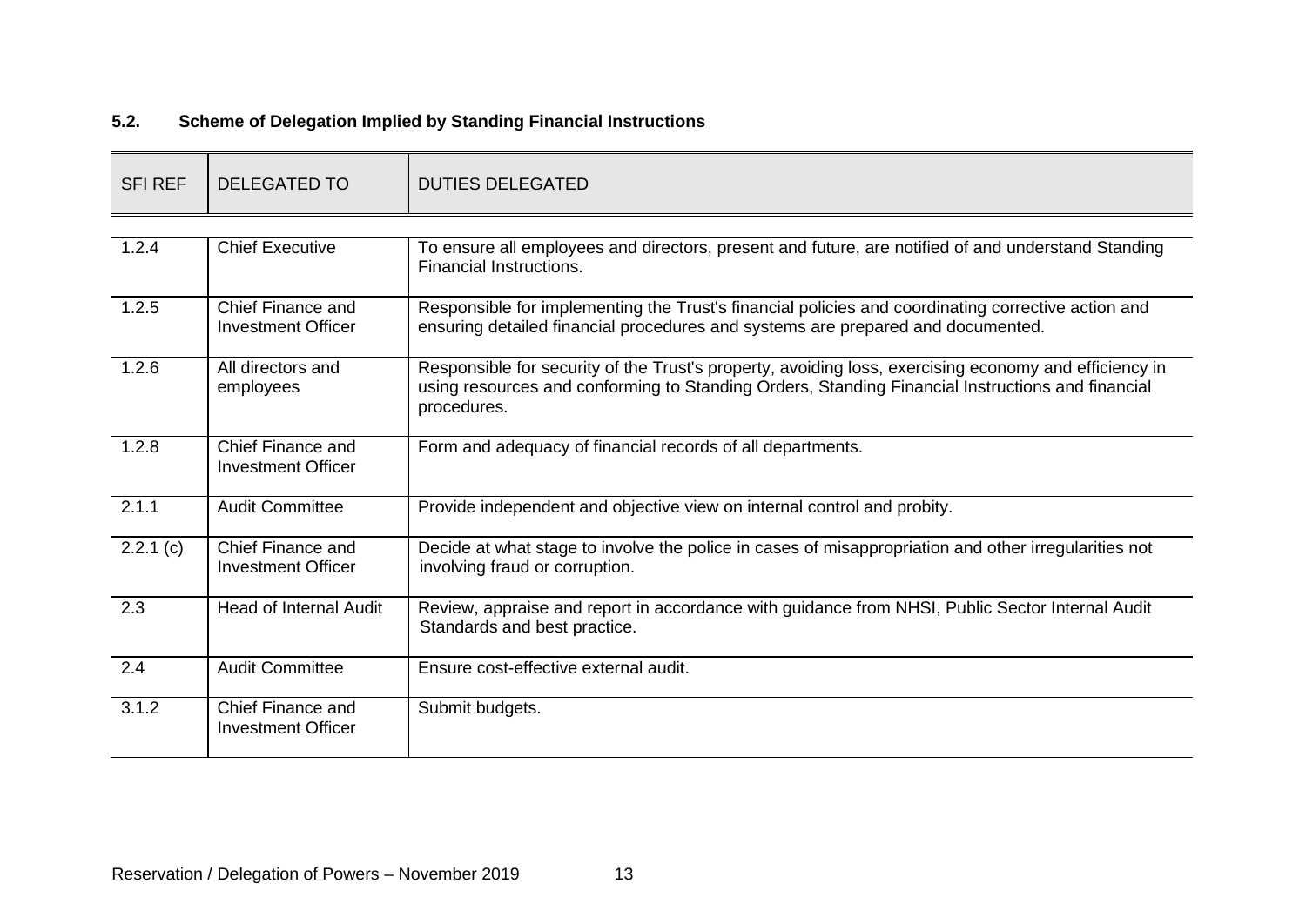### 5.2. Scheme of Delegation Implied by Standing Financial Instructions

| SFI REF | DELEGATED TO | DUTIES DELEGATED |
|---|---|---|
| 1.2.4 | Chief Executive | To ensure all employees and directors, present and future, are notified of and understand Standing Financial Instructions. |
| 1.2.5 | Chief Finance and Investment Officer | Responsible for implementing the Trust's financial policies and coordinating corrective action and ensuring detailed financial procedures and systems are prepared and documented. |
| 1.2.6 | All directors and employees | Responsible for security of the Trust's property, avoiding loss, exercising economy and efficiency in using resources and conforming to Standing Orders, Standing Financial Instructions and financial procedures. |
| 1.2.8 | Chief Finance and Investment Officer | Form and adequacy of financial records of all departments. |
| 2.1.1 | Audit Committee | Provide independent and objective view on internal control and probity. |
| 2.2.1 (c) | Chief Finance and Investment Officer | Decide at what stage to involve the police in cases of misappropriation and other irregularities not involving fraud or corruption. |
| 2.3 | Head of Internal Audit | Review, appraise and report in accordance with guidance from NHSI, Public Sector Internal Audit Standards and best practice. |
| 2.4 | Audit Committee | Ensure cost-effective external audit. |
| 3.1.2 | Chief Finance and Investment Officer | Submit budgets. |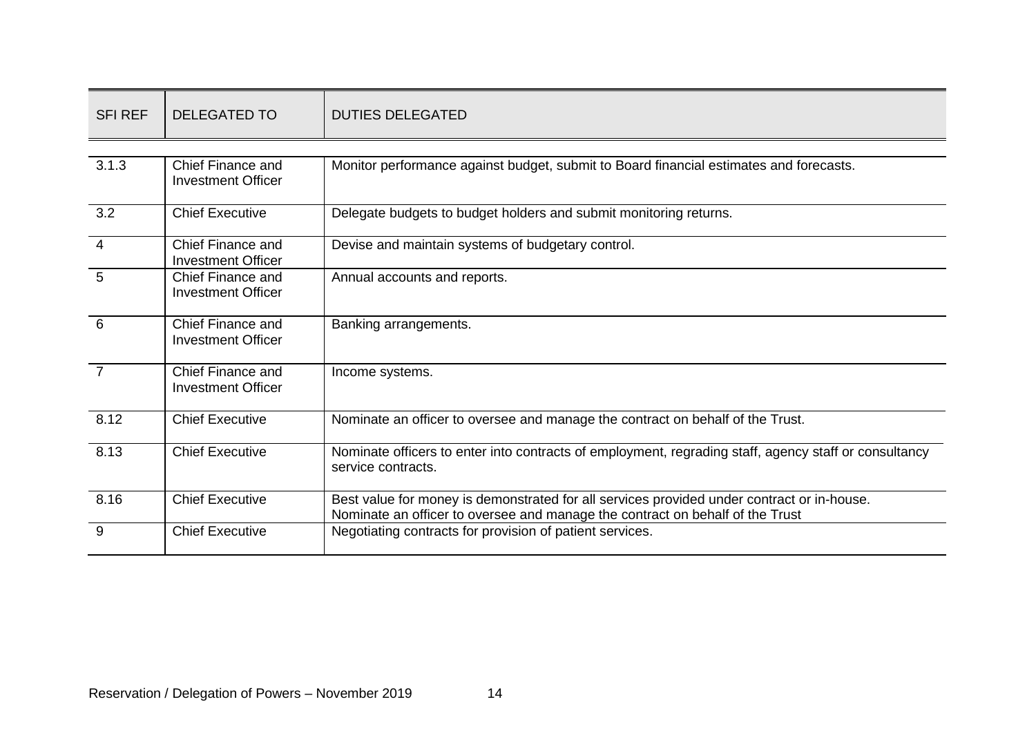| SFI REF | DELEGATED TO | DUTIES DELEGATED |
|---|---|---|
| 3.1.3 | Chief Finance and Investment Officer | Monitor performance against budget, submit to Board financial estimates and forecasts. |
| 3.2 | Chief Executive | Delegate budgets to budget holders and submit monitoring returns. |
| 4 | Chief Finance and Investment Officer | Devise and maintain systems of budgetary control. |
| 5 | Chief Finance and Investment Officer | Annual accounts and reports. |
| 6 | Chief Finance and Investment Officer | Banking arrangements. |
| 7 | Chief Finance and Investment Officer | Income systems. |
| 8.12 | Chief Executive | Nominate an officer to oversee and manage the contract on behalf of the Trust. |
| 8.13 | Chief Executive | Nominate officers to enter into contracts of employment, regrading staff, agency staff or consultancy service contracts. |
| 8.16 | Chief Executive | Best value for money is demonstrated for all services provided under contract or in-house. Nominate an officer to oversee and manage the contract on behalf of the Trust |
| 9 | Chief Executive | Negotiating contracts for provision of patient services. |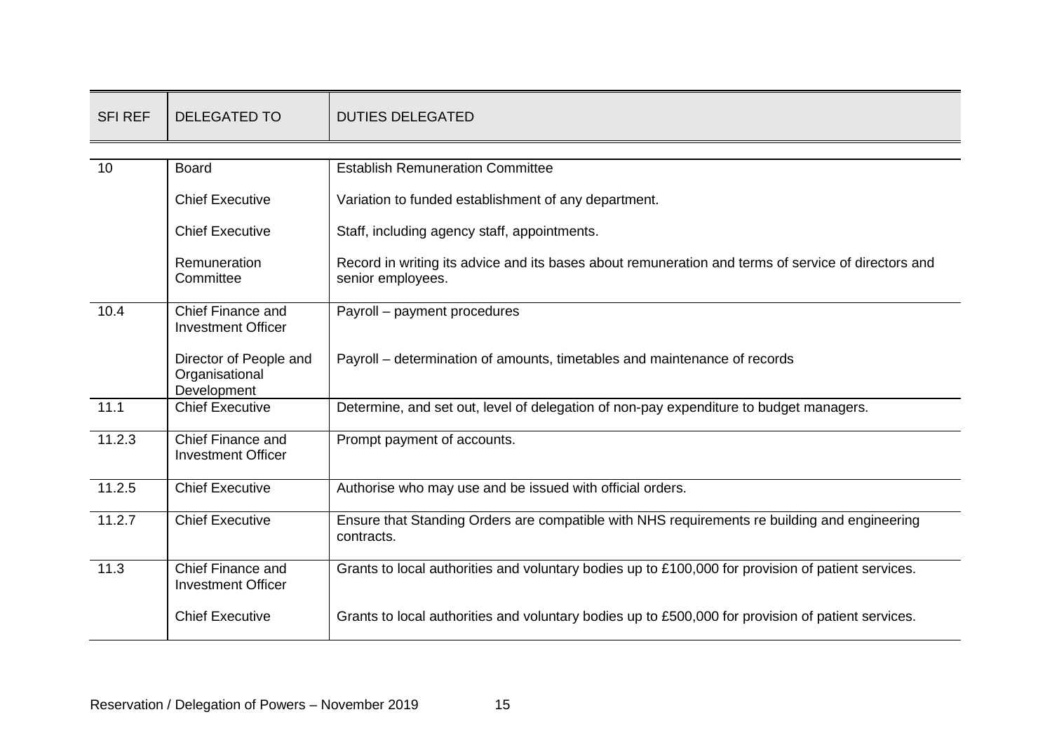| SFI REF | DELEGATED TO | DUTIES DELEGATED |
| --- | --- | --- |
| 10 | Board | Establish Remuneration Committee |
| | Chief Executive | Variation to funded establishment of any department. |
| | Chief Executive | Staff, including agency staff, appointments. |
| | Remuneration Committee | Record in writing its advice and its bases about remuneration and terms of service of directors and senior employees. |
| 10.4 | Chief Finance and Investment Officer | Payroll – payment procedures |
| | Director of People and Organisational Development | Payroll – determination of amounts, timetables and maintenance of records |
| 11.1 | Chief Executive | Determine, and set out, level of delegation of non-pay expenditure to budget managers. |
| 11.2.3 | Chief Finance and Investment Officer | Prompt payment of accounts. |
| 11.2.5 | Chief Executive | Authorise who may use and be issued with official orders. |
| 11.2.7 | Chief Executive | Ensure that Standing Orders are compatible with NHS requirements re building and engineering contracts. |
| 11.3 | Chief Finance and Investment Officer | Grants to local authorities and voluntary bodies up to £100,000 for provision of patient services. |
| | Chief Executive | Grants to local authorities and voluntary bodies up to £500,000 for provision of patient services. |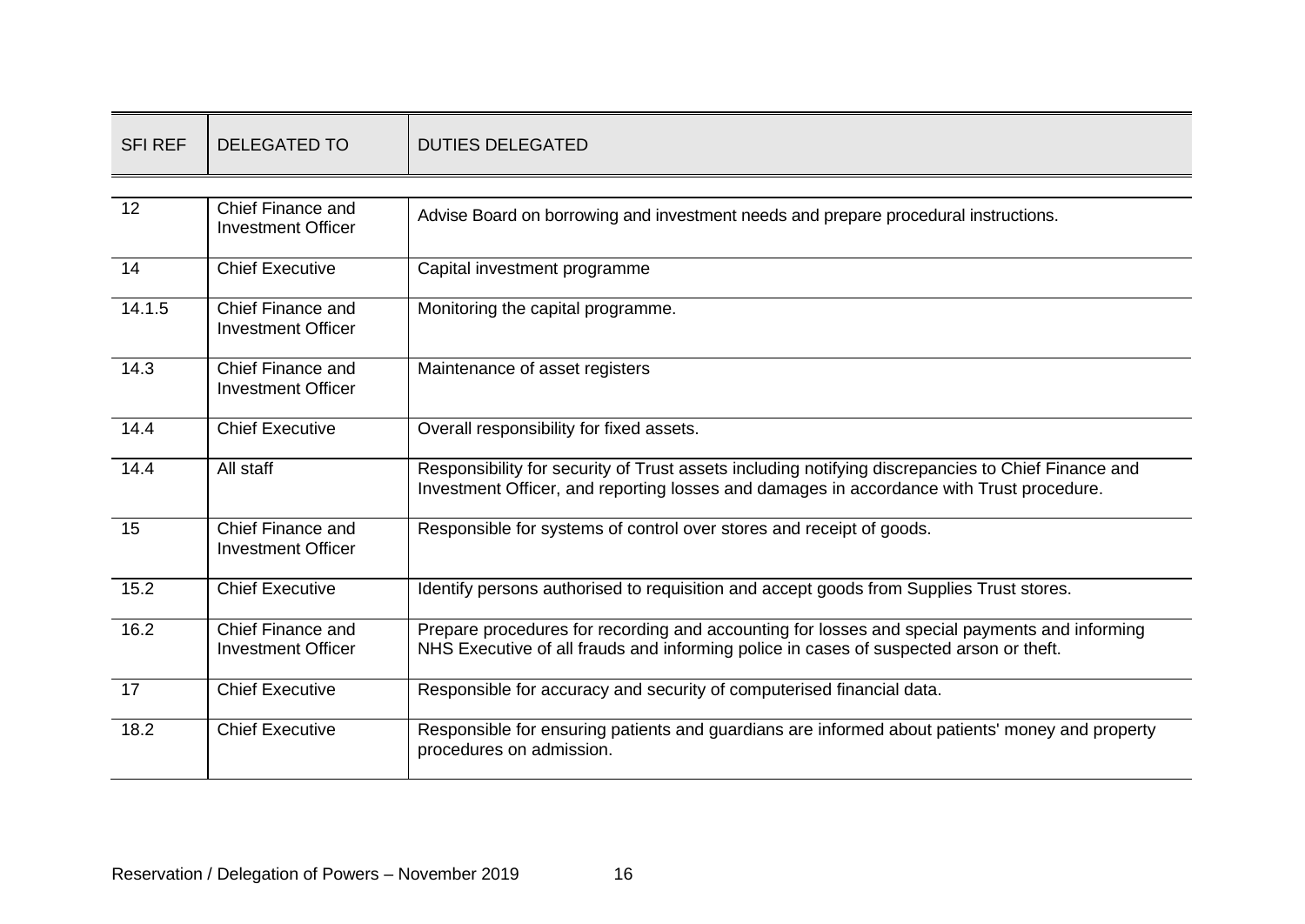| SFI REF | DELEGATED TO | DUTIES DELEGATED |
|---|---|---|
| 12 | Chief Finance and Investment Officer | Advise Board on borrowing and investment needs and prepare procedural instructions. |
| 14 | Chief Executive | Capital investment programme |
| 14.1.5 | Chief Finance and Investment Officer | Monitoring the capital programme. |
| 14.3 | Chief Finance and Investment Officer | Maintenance of asset registers |
| 14.4 | Chief Executive | Overall responsibility for fixed assets. |
| 14.4 | All staff | Responsibility for security of Trust assets including notifying discrepancies to Chief Finance and Investment Officer, and reporting losses and damages in accordance with Trust procedure. |
| 15 | Chief Finance and Investment Officer | Responsible for systems of control over stores and receipt of goods. |
| 15.2 | Chief Executive | Identify persons authorised to requisition and accept goods from Supplies Trust stores. |
| 16.2 | Chief Finance and Investment Officer | Prepare procedures for recording and accounting for losses and special payments and informing NHS Executive of all frauds and informing police in cases of suspected arson or theft. |
| 17 | Chief Executive | Responsible for accuracy and security of computerised financial data. |
| 18.2 | Chief Executive | Responsible for ensuring patients and guardians are informed about patients' money and property procedures on admission. |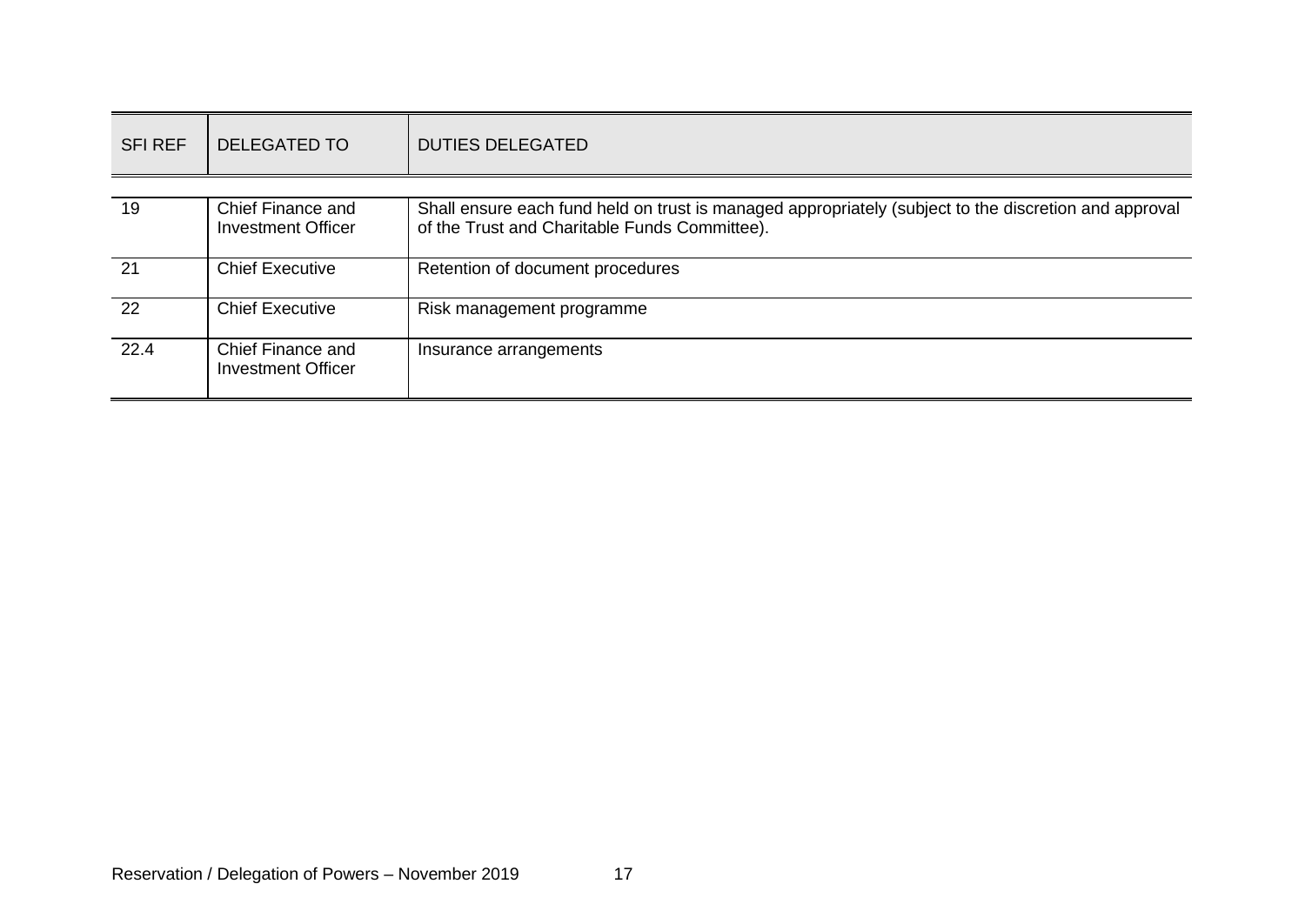| SFI REF | DELEGATED TO | DUTIES DELEGATED |
| --- | --- | --- |
| 19 | Chief Finance and Investment Officer | Shall ensure each fund held on trust is managed appropriately (subject to the discretion and approval of the Trust and Charitable Funds Committee). |
| 21 | Chief Executive | Retention of document procedures |
| 22 | Chief Executive | Risk management programme |
| 22.4 | Chief Finance and Investment Officer | Insurance arrangements |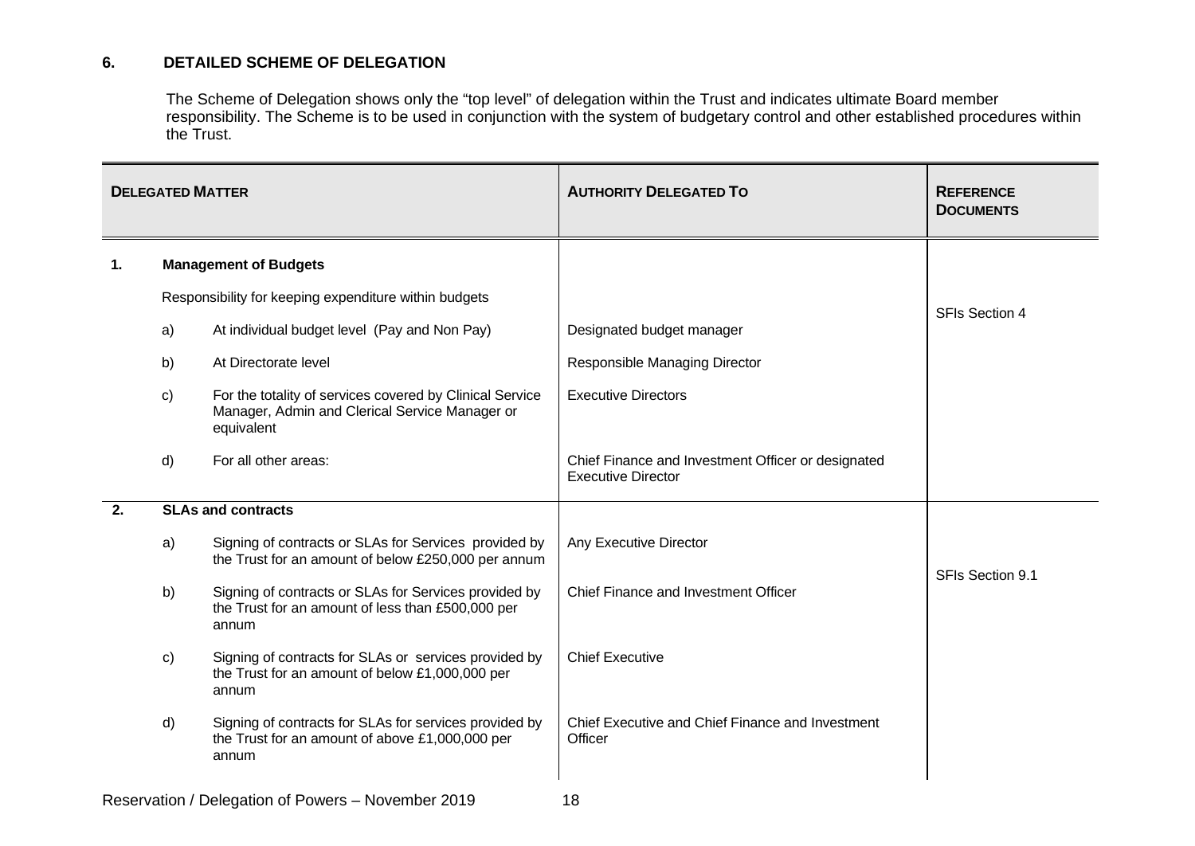## 6. DETAILED SCHEME OF DELEGATION

The Scheme of Delegation shows only the "top level" of delegation within the Trust and indicates ultimate Board member responsibility. The Scheme is to be used in conjunction with the system of budgetary control and other established procedures within the Trust.

| DELEGATED MATTER | | | AUTHORITY DELEGATED TO | REFERENCE DOCUMENTS |
|---|---|---|---|---|
| **1.** | **Management of Budgets** | | | SFIs Section 4 |
| | Responsibility for keeping expenditure within budgets | | | |
| | a) | At individual budget level (Pay and Non Pay) | Designated budget manager | |
| | b) | At Directorate level | Responsible Managing Director | |
| | c) | For the totality of services covered by Clinical Service Manager, Admin and Clerical Service Manager or equivalent | Executive Directors | |
| | d) | For all other areas: | Chief Finance and Investment Officer or designated Executive Director | |
| **2.** | **SLAs and contracts** | | | SFIs Section 9.1 |
| | a) | Signing of contracts or SLAs for Services provided by the Trust for an amount of below £250,000 per annum | Any Executive Director | |
| | b) | Signing of contracts or SLAs for Services provided by the Trust for an amount of less than £500,000 per annum | Chief Finance and Investment Officer | |
| | c) | Signing of contracts for SLAs or services provided by the Trust for an amount of below £1,000,000 per annum | Chief Executive | |
| | d) | Signing of contracts for SLAs for services provided by the Trust for an amount of above £1,000,000 per annum | Chief Executive and Chief Finance and Investment Officer | |

Reservation / Delegation of Powers – November 2019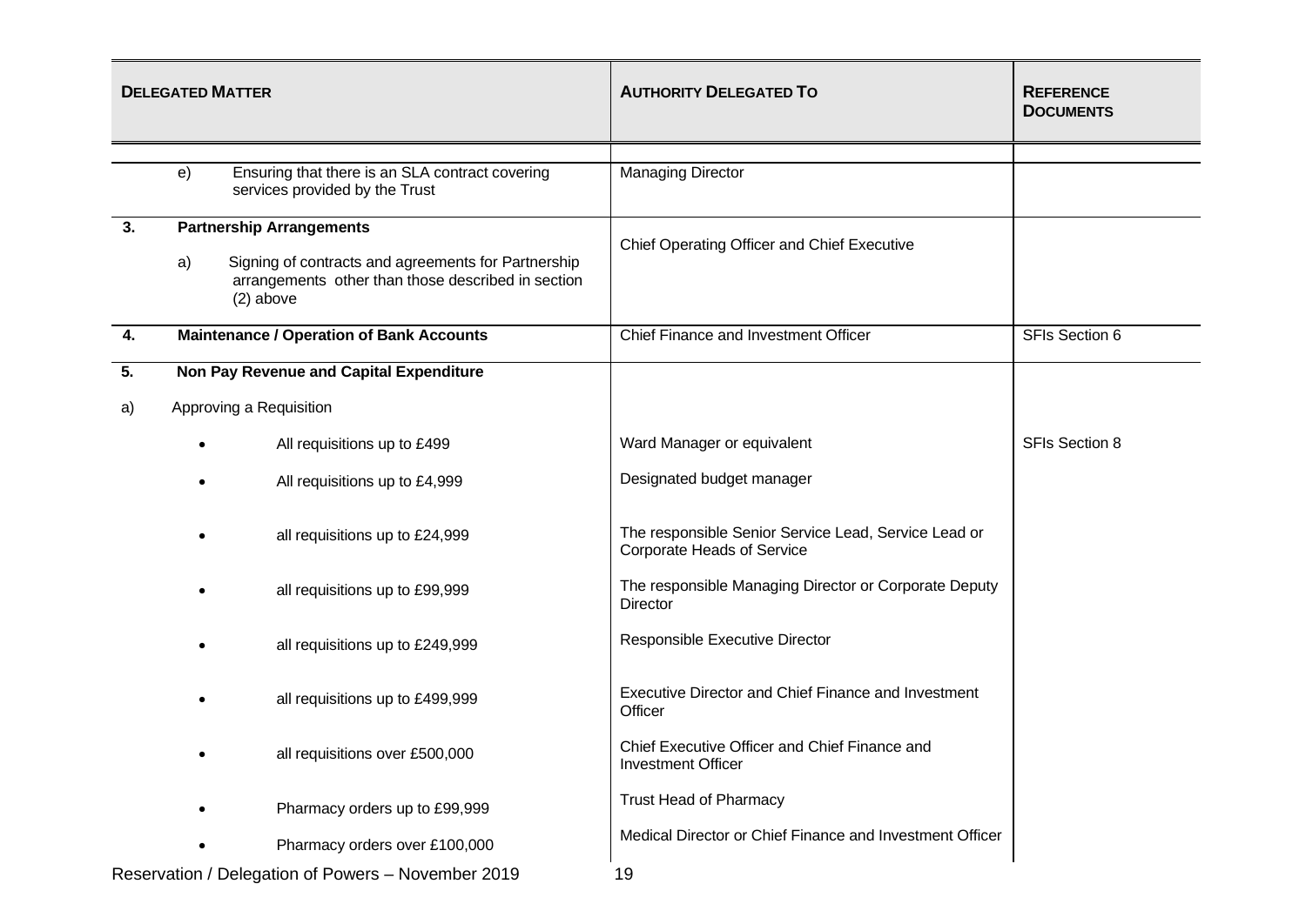| DELEGATED MATTER | AUTHORITY DELEGATED TO | REFERENCE DOCUMENTS |
|---|---|---|
| e) Ensuring that there is an SLA contract covering services provided by the Trust | Managing Director | |
| **3. Partnership Arrangements** | | |
| a) Signing of contracts and agreements for Partnership arrangements other than those described in section (2) above | Chief Operating Officer and Chief Executive | |
| **4. Maintenance / Operation of Bank Accounts** | Chief Finance and Investment Officer | SFIs Section 6 |
| **5. Non Pay Revenue and Capital Expenditure** | | |
| a) Approving a Requisition | | |
| • All requisitions up to £499 | Ward Manager or equivalent | SFIs Section 8 |
| • All requisitions up to £4,999 | Designated budget manager | |
| • all requisitions up to £24,999 | The responsible Senior Service Lead, Service Lead or Corporate Heads of Service | |
| • all requisitions up to £99,999 | The responsible Managing Director or Corporate Deputy Director | |
| • all requisitions up to £249,999 | Responsible Executive Director | |
| • all requisitions up to £499,999 | Executive Director and Chief Finance and Investment Officer | |
| • all requisitions over £500,000 | Chief Executive Officer and Chief Finance and Investment Officer | |
| • Pharmacy orders up to £99,999 | Trust Head of Pharmacy | |
| • Pharmacy orders over £100,000 | Medical Director or Chief Finance and Investment Officer | |

Reservation / Delegation of Powers – November 2019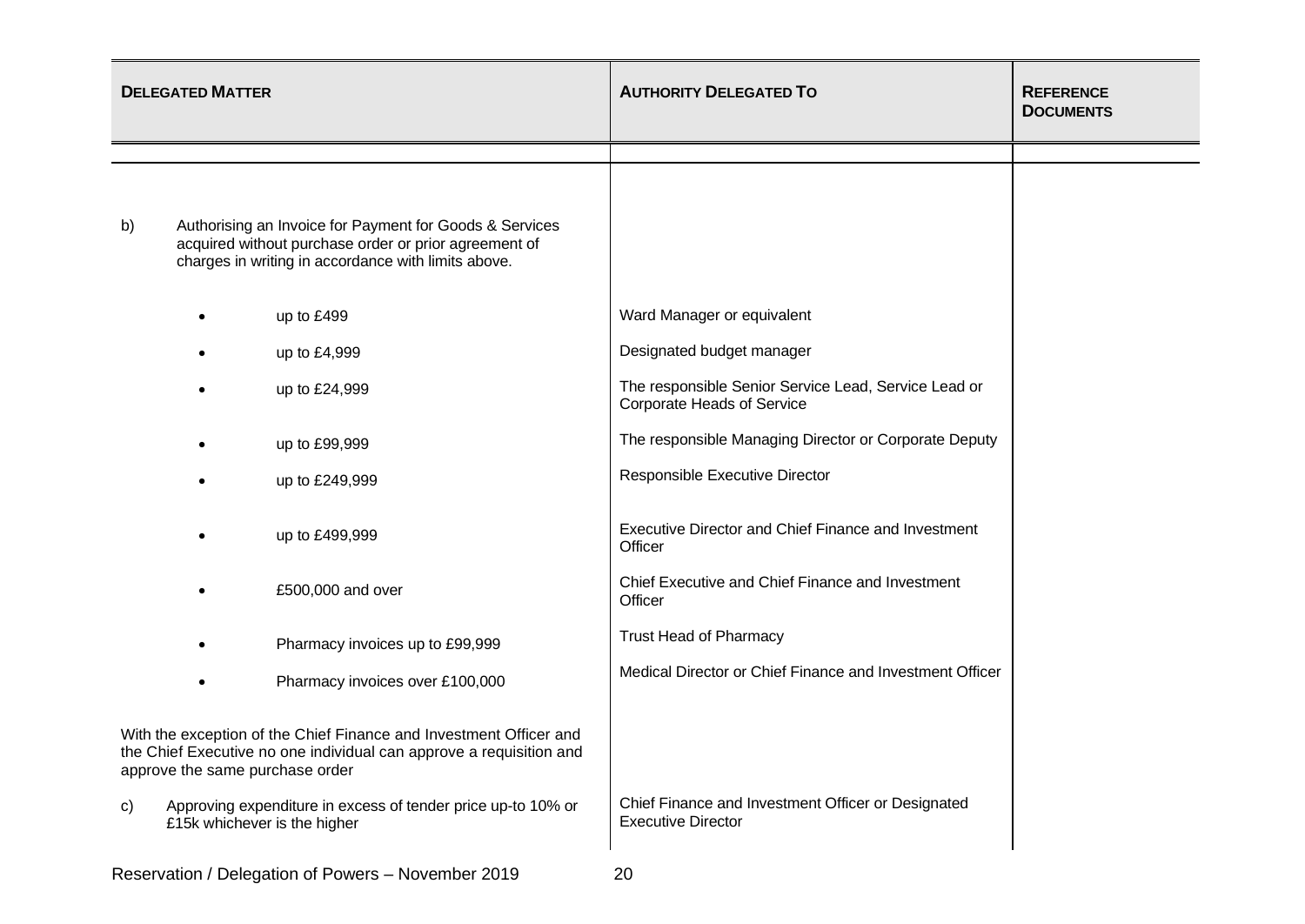| DELEGATED MATTER | AUTHORITY DELEGATED TO | REFERENCE DOCUMENTS |
|---|---|---|
| b) Authorising an Invoice for Payment for Goods & Services acquired without purchase order or prior agreement of charges in writing in accordance with limits above. | | |
| • up to £499 | Ward Manager or equivalent | |
| • up to £4,999 | Designated budget manager | |
| • up to £24,999 | The responsible Senior Service Lead, Service Lead or Corporate Heads of Service | |
| • up to £99,999 | The responsible Managing Director or Corporate Deputy | |
| • up to £249,999 | Responsible Executive Director | |
| • up to £499,999 | Executive Director and Chief Finance and Investment Officer | |
| • £500,000 and over | Chief Executive and Chief Finance and Investment Officer | |
| • Pharmacy invoices up to £99,999 | Trust Head of Pharmacy | |
| • Pharmacy invoices over £100,000 | Medical Director or Chief Finance and Investment Officer | |
| With the exception of the Chief Finance and Investment Officer and the Chief Executive no one individual can approve a requisition and approve the same purchase order | | |
| c) Approving expenditure in excess of tender price up-to 10% or £15k whichever is the higher | Chief Finance and Investment Officer or Designated Executive Director | |

Reservation / Delegation of Powers – November 2019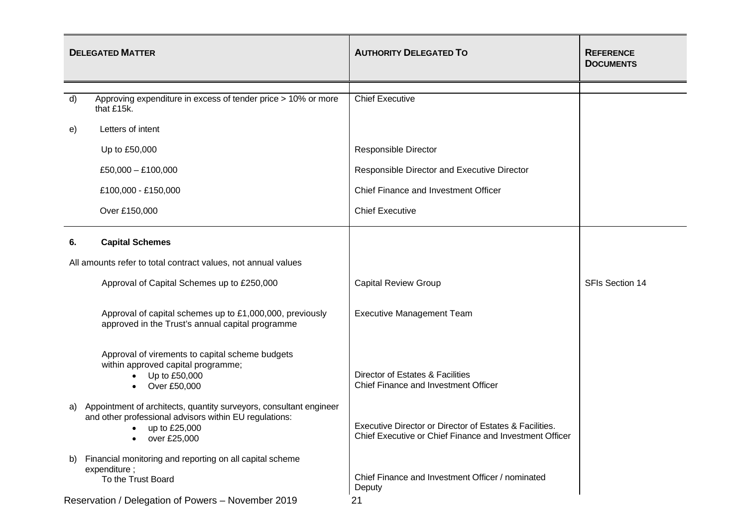| Delegated Matter | Authority Delegated To | Reference Documents |
|---|---|---|
| d) Approving expenditure in excess of tender price > 10% or more that £15k. | Chief Executive | |
| e) Letters of intent | | |
| Up to £50,000 | Responsible Director | |
| £50,000 – £100,000 | Responsible Director and Executive Director | |
| £100,000 - £150,000 | Chief Finance and Investment Officer | |
| Over £150,000 | Chief Executive | |
| **6. Capital Schemes** | | |
| All amounts refer to total contract values, not annual values | | |
| Approval of Capital Schemes up to £250,000 | Capital Review Group | SFIs Section 14 |
| Approval of capital schemes up to £1,000,000, previously approved in the Trust's annual capital programme | Executive Management Team | |
| Approval of virements to capital scheme budgets within approved capital programme; <br>• Up to £50,000 <br>• Over £50,000 | <br><br>Director of Estates & Facilities <br>Chief Finance and Investment Officer | |
| a) Appointment of architects, quantity surveyors, consultant engineer and other professional advisors within EU regulations: <br>• up to £25,000 <br>• over £25,000 | <br><br>Executive Director or Director of Estates & Facilities. <br>Chief Executive or Chief Finance and Investment Officer | |
| b) Financial monitoring and reporting on all capital scheme expenditure ; <br>To the Trust Board | <br><br>Chief Finance and Investment Officer / nominated Deputy | |

Reservation / Delegation of Powers – November 2019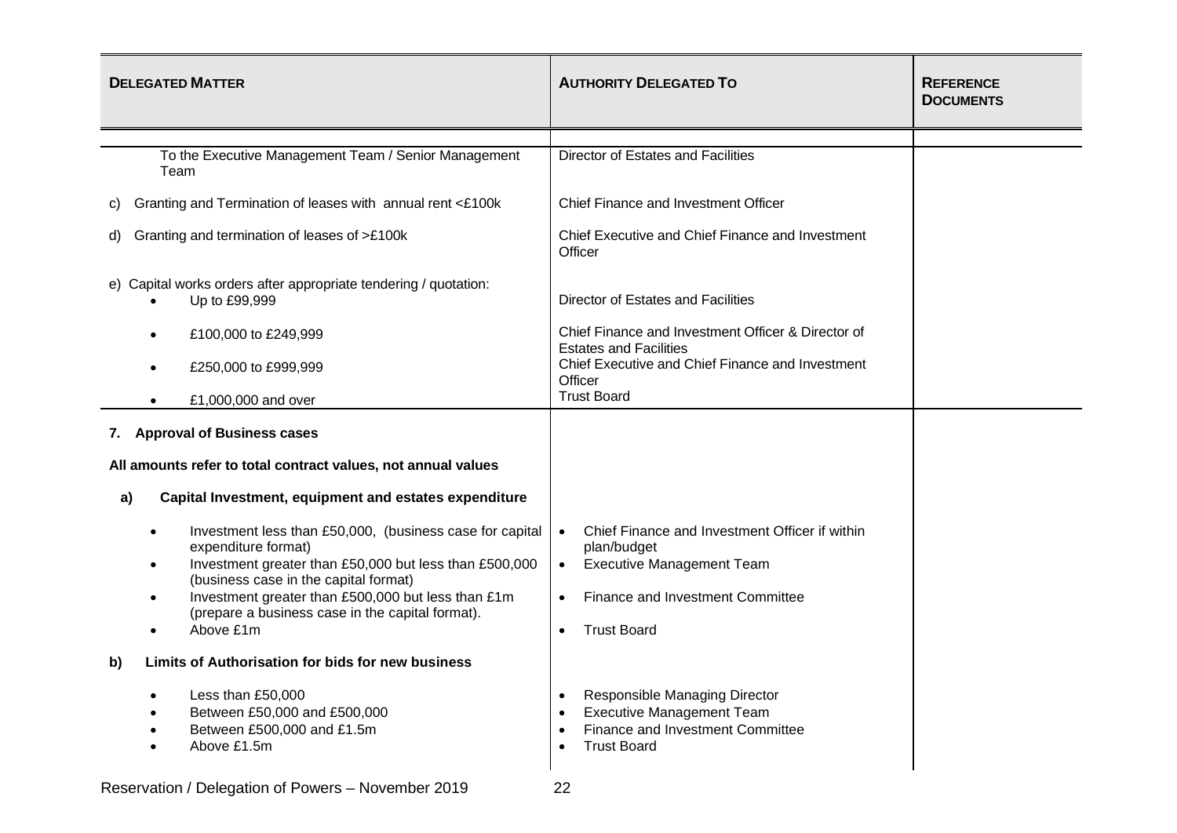| **DELEGATED MATTER** | **AUTHORITY DELEGATED TO** | **REFERENCE DOCUMENTS** |
|---|---|---|
| To the Executive Management Team / Senior Management Team | Director of Estates and Facilities | |
| c) Granting and Termination of leases with annual rent <£100k | Chief Finance and Investment Officer | |
| d) Granting and termination of leases of >£100k | Chief Executive and Chief Finance and Investment Officer | |
| e) Capital works orders after appropriate tendering / quotation: | | |
| • Up to £99,999 | Director of Estates and Facilities | |
| • £100,000 to £249,999 | Chief Finance and Investment Officer & Director of Estates and Facilities | |
| • £250,000 to £999,999 | Chief Executive and Chief Finance and Investment Officer | |
| • £1,000,000 and over | Trust Board | |
| **7. Approval of Business cases** | | |
| **All amounts refer to total contract values, not annual values** | | |
| **a) Capital Investment, equipment and estates expenditure** | | |
| • Investment less than £50,000, (business case for capital expenditure format) | • Chief Finance and Investment Officer if within plan/budget | |
| • Investment greater than £50,000 but less than £500,000 (business case in the capital format) | • Executive Management Team | |
| • Investment greater than £500,000 but less than £1m (prepare a business case in the capital format). | • Finance and Investment Committee | |
| • Above £1m | • Trust Board | |
| **b) Limits of Authorisation for bids for new business** | | |
| • Less than £50,000 | • Responsible Managing Director | |
| • Between £50,000 and £500,000 | • Executive Management Team | |
| • Between £500,000 and £1.5m | • Finance and Investment Committee | |
| • Above £1.5m | • Trust Board | |

Reservation / Delegation of Powers – November 2019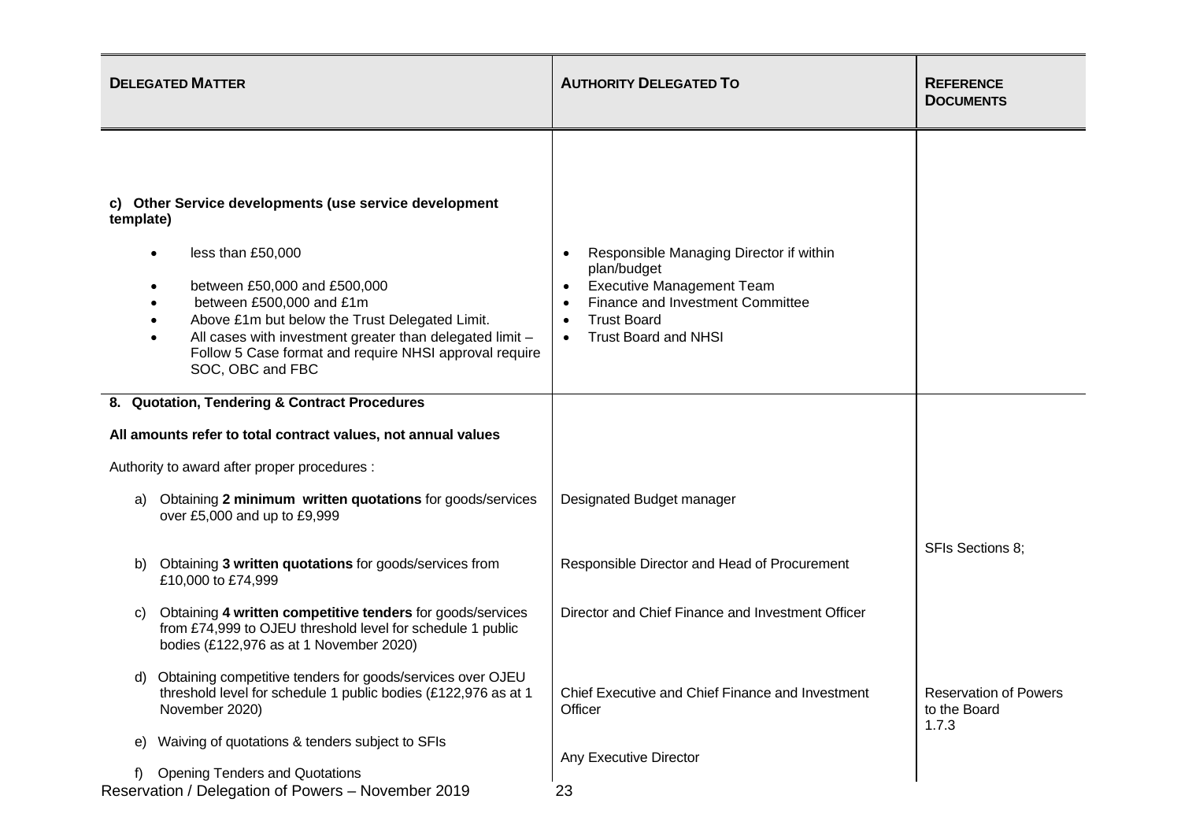| **DELEGATED MATTER** | **AUTHORITY DELEGATED TO** | **REFERENCE DOCUMENTS** |
|---|---|---|
| **c) Other Service developments (use service development template)** | | |
| • less than £50,000<br>• between £50,000 and £500,000<br>• between £500,000 and £1m<br>• Above £1m but below the Trust Delegated Limit.<br>• All cases with investment greater than delegated limit – Follow 5 Case format and require NHSI approval require SOC, OBC and FBC | • Responsible Managing Director if within plan/budget<br>• Executive Management Team<br>• Finance and Investment Committee<br>• Trust Board<br>• Trust Board and NHSI | |
| **8. Quotation, Tendering & Contract Procedures** | | |
| **All amounts refer to total contract values, not annual values** | | |
| Authority to award after proper procedures : | | |
| a) Obtaining **2 minimum written quotations** for goods/services over £5,000 and up to £9,999 | Designated Budget manager | SFIs Sections 8; |
| b) Obtaining **3 written quotations** for goods/services from £10,000 to £74,999 | Responsible Director and Head of Procurement | |
| c) Obtaining **4 written competitive tenders** for goods/services from £74,999 to OJEU threshold level for schedule 1 public bodies (£122,976 as at 1 November 2020) | Director and Chief Finance and Investment Officer | |
| d) Obtaining competitive tenders for goods/services over OJEU threshold level for schedule 1 public bodies (£122,976 as at 1 November 2020) | Chief Executive and Chief Finance and Investment Officer | Reservation of Powers to the Board 1.7.3 |
| e) Waiving of quotations & tenders subject to SFIs | Any Executive Director | |
| f) Opening Tenders and Quotations | | |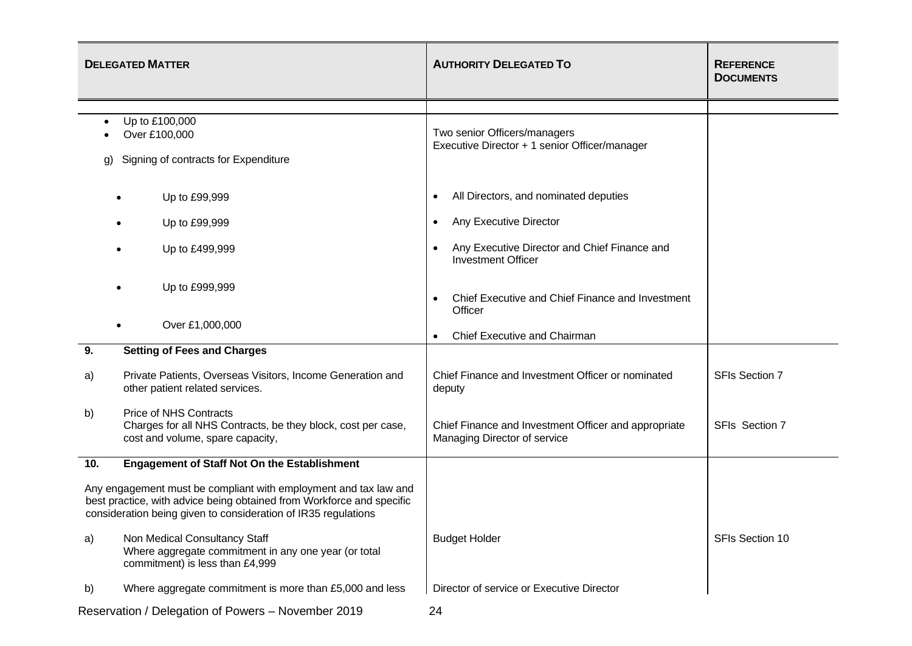| DELEGATED MATTER | | AUTHORITY DELEGATED TO | REFERENCE DOCUMENTS |
|---|---|---|---|
| | • Up to £100,000<br>• Over £100,000 | Two senior Officers/managers<br>Executive Director + 1 senior Officer/manager | |
| g) | Signing of contracts for Expenditure | | |
| | • Up to £99,999 | • All Directors, and nominated deputies | |
| | • Up to £99,999 | • Any Executive Director | |
| | • Up to £499,999 | • Any Executive Director and Chief Finance and Investment Officer | |
| | • Up to £999,999 | • Chief Executive and Chief Finance and Investment Officer | |
| | • Over £1,000,000 | • Chief Executive and Chairman | |
| **9.** | **Setting of Fees and Charges** | | |
| a) | Private Patients, Overseas Visitors, Income Generation and other patient related services. | Chief Finance and Investment Officer or nominated deputy | SFIs Section 7 |
| b) | Price of NHS Contracts<br>Charges for all NHS Contracts, be they block, cost per case, cost and volume, spare capacity, | Chief Finance and Investment Officer and appropriate Managing Director of service | SFIs Section 7 |
| **10.** | **Engagement of Staff Not On the Establishment** | | |
| | Any engagement must be compliant with employment and tax law and best practice, with advice being obtained from Workforce and specific consideration being given to consideration of IR35 regulations | | |
| a) | Non Medical Consultancy Staff<br>Where aggregate commitment in any one year (or total commitment) is less than £4,999 | Budget Holder | SFIs Section 10 |
| b) | Where aggregate commitment is more than £5,000 and less | Director of service or Executive Director | |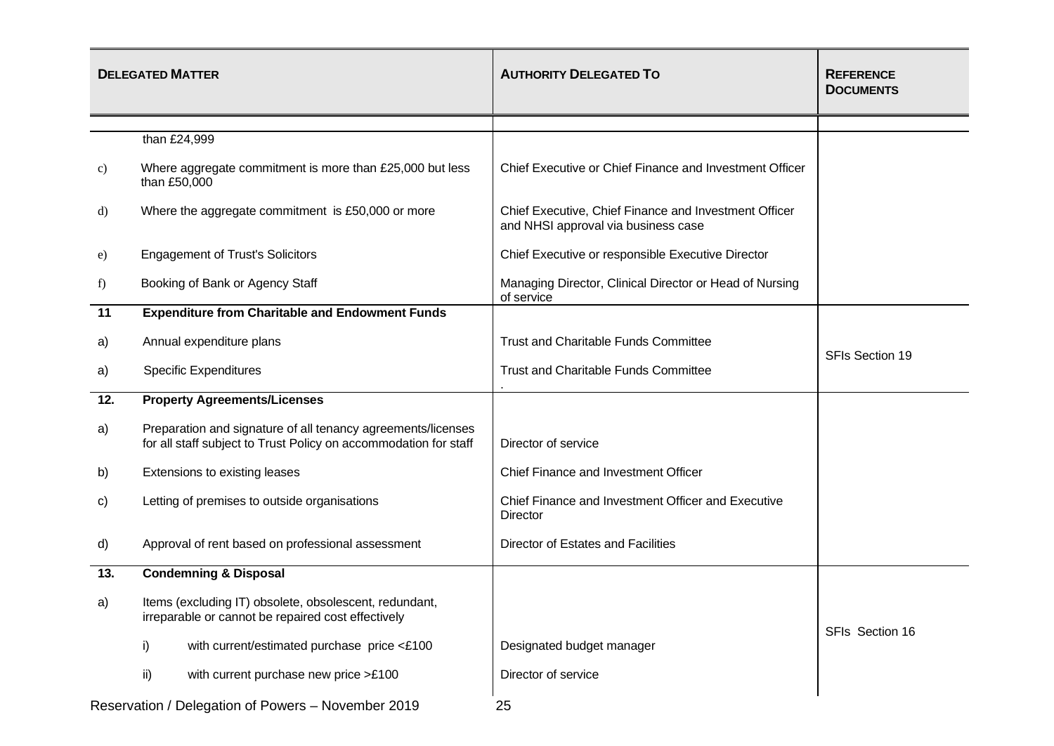| DELEGATED MATTER | | AUTHORITY DELEGATED TO | REFERENCE DOCUMENTS |
|---|---|---|---|
| | than £24,999 | | |
| c) | Where aggregate commitment is more than £25,000 but less than £50,000 | Chief Executive or Chief Finance and Investment Officer | |
| d) | Where the aggregate commitment is £50,000 or more | Chief Executive, Chief Finance and Investment Officer and NHSI approval via business case | |
| e) | Engagement of Trust's Solicitors | Chief Executive or responsible Executive Director | |
| f) | Booking of Bank or Agency Staff | Managing Director, Clinical Director or Head of Nursing of service | |
| **11** | **Expenditure from Charitable and Endowment Funds** | | |
| a) | Annual expenditure plans | Trust and Charitable Funds Committee | SFIs Section 19 |
| a) | Specific Expenditures | Trust and Charitable Funds Committee<br>. | |
| **12.** | **Property Agreements/Licenses** | | |
| a) | Preparation and signature of all tenancy agreements/licenses for all staff subject to Trust Policy on accommodation for staff | Director of service | |
| b) | Extensions to existing leases | Chief Finance and Investment Officer | |
| c) | Letting of premises to outside organisations | Chief Finance and Investment Officer and Executive Director | |
| d) | Approval of rent based on professional assessment | Director of Estates and Facilities | |
| **13.** | **Condemning & Disposal** | | |
| a) | Items (excluding IT) obsolete, obsolescent, redundant, irreparable or cannot be repaired cost effectively | | SFIs Section 16 |
| | i) with current/estimated purchase price <£100 | Designated budget manager | |
| | ii) with current purchase new price >£100 | Director of service | |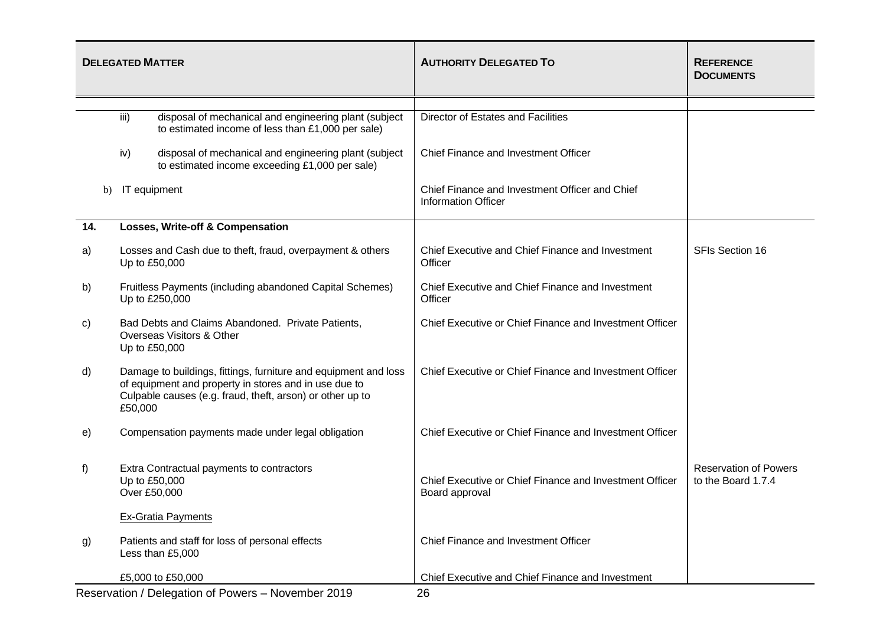| DELEGATED MATTER | | AUTHORITY DELEGATED TO | REFERENCE DOCUMENTS |
|---|---|---|---|
| | iii) disposal of mechanical and engineering plant (subject to estimated income of less than £1,000 per sale) | Director of Estates and Facilities | |
| | iv) disposal of mechanical and engineering plant (subject to estimated income exceeding £1,000 per sale) | Chief Finance and Investment Officer | |
| | b) IT equipment | Chief Finance and Investment Officer and Chief Information Officer | |
| **14.** | **Losses, Write-off & Compensation** | | |
| a) | Losses and Cash due to theft, fraud, overpayment & others Up to £50,000 | Chief Executive and Chief Finance and Investment Officer | SFIs Section 16 |
| b) | Fruitless Payments (including abandoned Capital Schemes) Up to £250,000 | Chief Executive and Chief Finance and Investment Officer | |
| c) | Bad Debts and Claims Abandoned. Private Patients, Overseas Visitors & Other Up to £50,000 | Chief Executive or Chief Finance and Investment Officer | |
| d) | Damage to buildings, fittings, furniture and equipment and loss of equipment and property in stores and in use due to Culpable causes (e.g. fraud, theft, arson) or other up to £50,000 | Chief Executive or Chief Finance and Investment Officer | |
| e) | Compensation payments made under legal obligation | Chief Executive or Chief Finance and Investment Officer | |
| f) | Extra Contractual payments to contractors<br>Up to £50,000<br>Over £50,000 | <br>Chief Executive or Chief Finance and Investment Officer<br>Board approval | Reservation of Powers to the Board 1.7.4 |
| | Ex-Gratia Payments | | |
| g) | Patients and staff for loss of personal effects<br>Less than £5,000 | Chief Finance and Investment Officer | |
| | £5,000 to £50,000 | Chief Executive and Chief Finance and Investment | |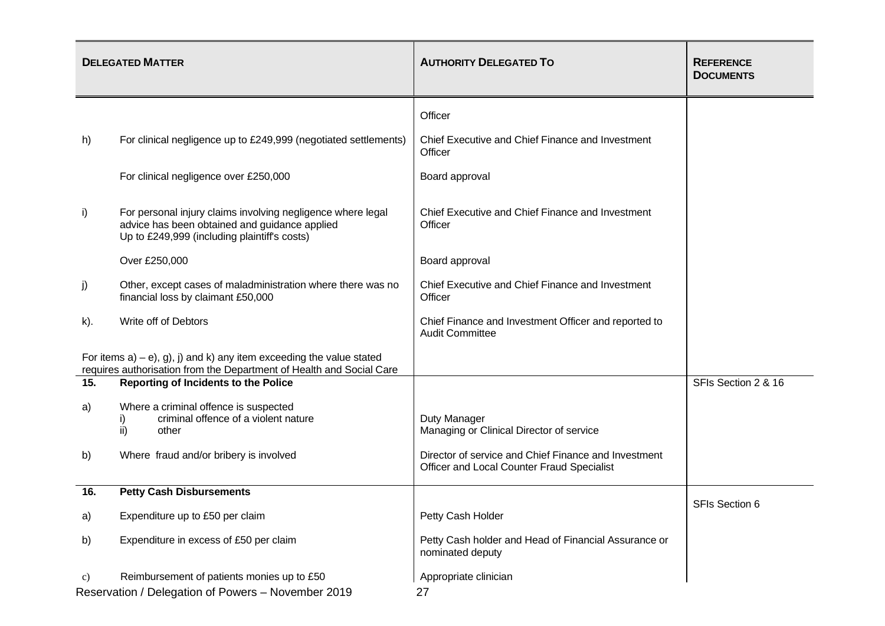| | DELEGATED MATTER | AUTHORITY DELEGATED TO | REFERENCE DOCUMENTS |
|---|---|---|---|
| | | Officer | |
| h) | For clinical negligence up to £249,999 (negotiated settlements) | Chief Executive and Chief Finance and Investment Officer | |
| | For clinical negligence over £250,000 | Board approval | |
| i) | For personal injury claims involving negligence where legal advice has been obtained and guidance applied<br>Up to £249,999 (including plaintiff's costs) | Chief Executive and Chief Finance and Investment Officer | |
| | Over £250,000 | Board approval | |
| j) | Other, except cases of maladministration where there was no financial loss by claimant £50,000 | Chief Executive and Chief Finance and Investment Officer | |
| k). | Write off of Debtors | Chief Finance and Investment Officer and reported to Audit Committee | |
| | For items a) – e), g), j) and k) any item exceeding the value stated requires authorisation from the Department of Health and Social Care | | |
| **15.** | **Reporting of Incidents to the Police** | | SFIs Section 2 & 16 |
| a) | Where a criminal offence is suspected<br>i) criminal offence of a violent nature<br>ii) other | <br>Duty Manager<br>Managing or Clinical Director of service | |
| b) | Where fraud and/or bribery is involved | Director of service and Chief Finance and Investment Officer and Local Counter Fraud Specialist | |
| **16.** | **Petty Cash Disbursements** | | SFIs Section 6 |
| a) | Expenditure up to £50 per claim | Petty Cash Holder | |
| b) | Expenditure in excess of £50 per claim | Petty Cash holder and Head of Financial Assurance or nominated deputy | |
| c) | Reimbursement of patients monies up to £50 | Appropriate clinician | |

Reservation / Delegation of Powers – November 2019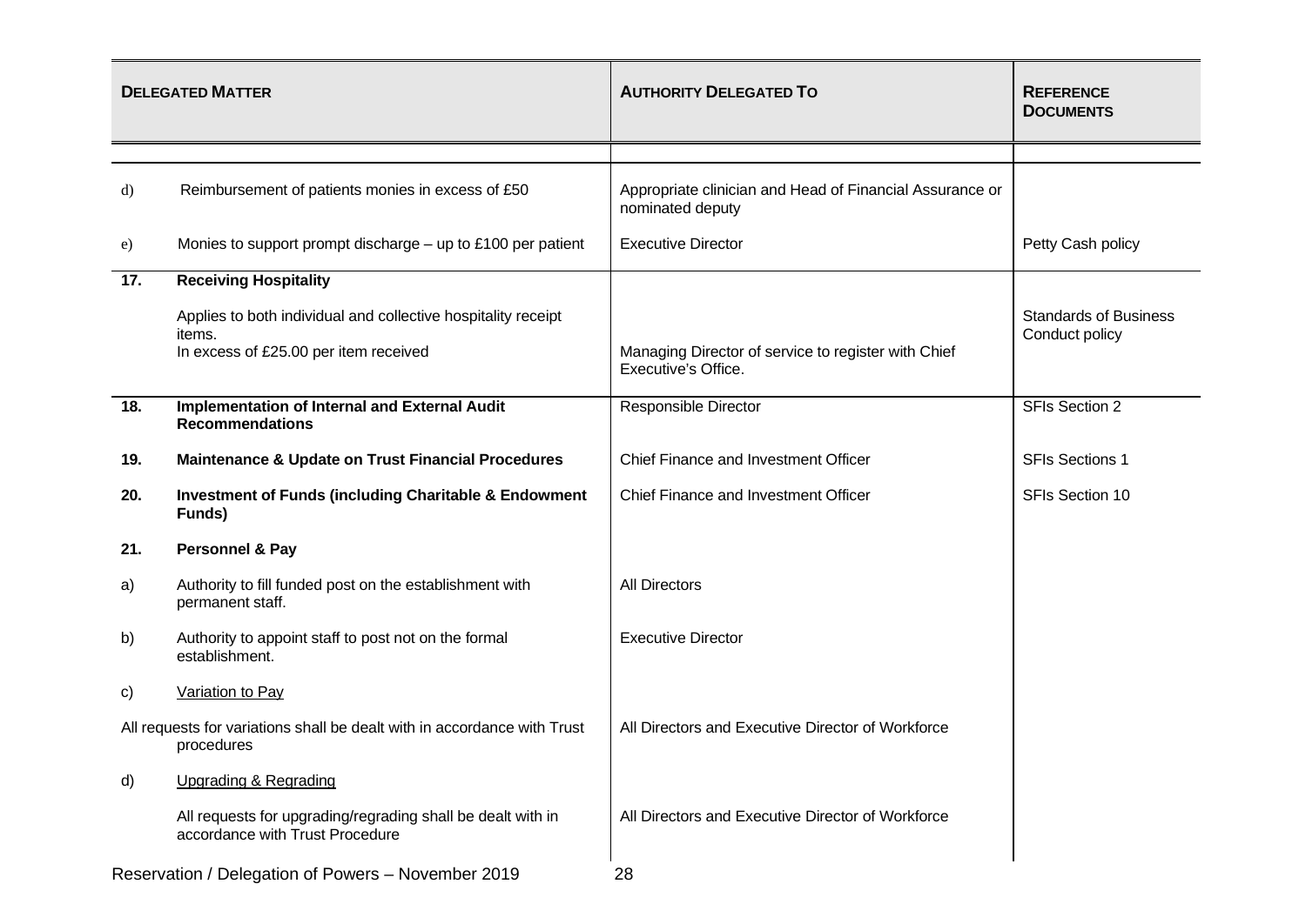| **DELEGATED MATTER** | | **AUTHORITY DELEGATED TO** | **REFERENCE DOCUMENTS** |
|---|---|---|---|
| d) | Reimbursement of patients monies in excess of £50 | Appropriate clinician and Head of Financial Assurance or nominated deputy | |
| e) | Monies to support prompt discharge – up to £100 per patient | Executive Director | Petty Cash policy |
| **17.** | **Receiving Hospitality** | | |
| | Applies to both individual and collective hospitality receipt items. In excess of £25.00 per item received | Managing Director of service to register with Chief Executive's Office. | Standards of Business Conduct policy |
| **18.** | **Implementation of Internal and External Audit Recommendations** | Responsible Director | SFIs Section 2 |
| **19.** | **Maintenance & Update on Trust Financial Procedures** | Chief Finance and Investment Officer | SFIs Sections 1 |
| **20.** | **Investment of Funds (including Charitable & Endowment Funds)** | Chief Finance and Investment Officer | SFIs Section 10 |
| **21.** | **Personnel & Pay** | | |
| a) | Authority to fill funded post on the establishment with permanent staff. | All Directors | |
| b) | Authority to appoint staff to post not on the formal establishment. | Executive Director | |
| c) | Variation to Pay | | |
| All requests for variations shall be dealt with in accordance with Trust procedures | | All Directors and Executive Director of Workforce | |
| d) | Upgrading & Regrading | | |
| | All requests for upgrading/regrading shall be dealt with in accordance with Trust Procedure | All Directors and Executive Director of Workforce | |

Reservation / Delegation of Powers – November 2019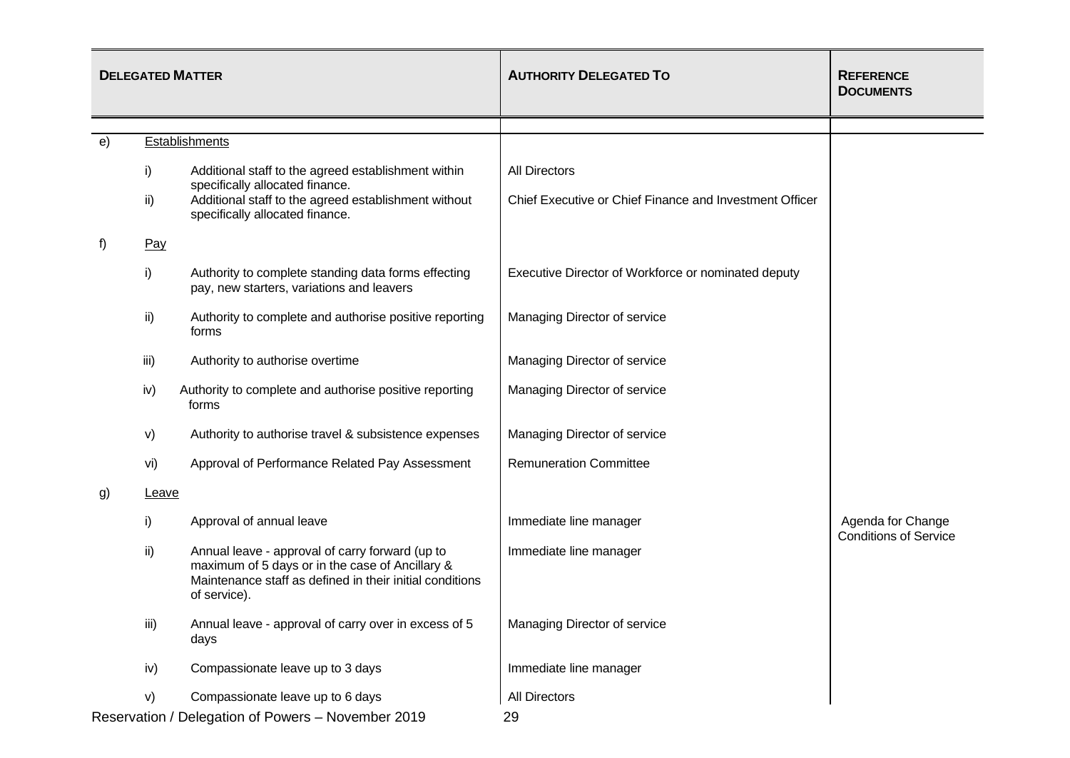| DELEGATED MATTER | | | AUTHORITY DELEGATED TO | REFERENCE DOCUMENTS |
|---|---|---|---|---|
| e) | Establishments | | | |
| | i) | Additional staff to the agreed establishment within specifically allocated finance. | All Directors | |
| | ii) | Additional staff to the agreed establishment without specifically allocated finance. | Chief Executive or Chief Finance and Investment Officer | |
| f) | Pay | | | |
| | i) | Authority to complete standing data forms effecting pay, new starters, variations and leavers | Executive Director of Workforce or nominated deputy | |
| | ii) | Authority to complete and authorise positive reporting forms | Managing Director of service | |
| | iii) | Authority to authorise overtime | Managing Director of service | |
| | iv) | Authority to complete and authorise positive reporting forms | Managing Director of service | |
| | v) | Authority to authorise travel & subsistence expenses | Managing Director of service | |
| | vi) | Approval of Performance Related Pay Assessment | Remuneration Committee | |
| g) | Leave | | | |
| | i) | Approval of annual leave | Immediate line manager | Agenda for Change Conditions of Service |
| | ii) | Annual leave - approval of carry forward (up to maximum of 5 days or in the case of Ancillary & Maintenance staff as defined in their initial conditions of service). | Immediate line manager | |
| | iii) | Annual leave - approval of carry over in excess of 5 days | Managing Director of service | |
| | iv) | Compassionate leave up to 3 days | Immediate line manager | |
| | v) | Compassionate leave up to 6 days | All Directors | |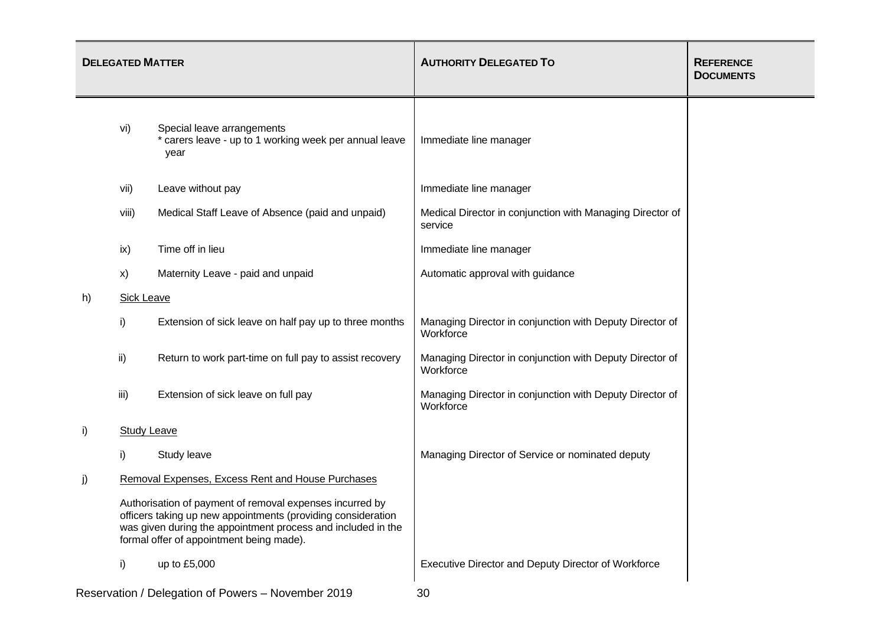| DELEGATED MATTER | | | AUTHORITY DELEGATED TO | REFERENCE DOCUMENTS |
|---|---|---|---|---|
| | vi) | Special leave arrangements<br>* carers leave - up to 1 working week per annual leave year | Immediate line manager | |
| | vii) | Leave without pay | Immediate line manager | |
| | viii) | Medical Staff Leave of Absence (paid and unpaid) | Medical Director in conjunction with Managing Director of service | |
| | ix) | Time off in lieu | Immediate line manager | |
| | x) | Maternity Leave - paid and unpaid | Automatic approval with guidance | |
| h) | Sick Leave | | | |
| | i) | Extension of sick leave on half pay up to three months | Managing Director in conjunction with Deputy Director of Workforce | |
| | ii) | Return to work part-time on full pay to assist recovery | Managing Director in conjunction with Deputy Director of Workforce | |
| | iii) | Extension of sick leave on full pay | Managing Director in conjunction with Deputy Director of Workforce | |
| i) | Study Leave | | | |
| | i) | Study leave | Managing Director of Service or nominated deputy | |
| j) | Removal Expenses, Excess Rent and House Purchases | | | |
| | Authorisation of payment of removal expenses incurred by officers taking up new appointments (providing consideration was given during the appointment process and included in the formal offer of appointment being made). | | | |
| | i) | up to £5,000 | Executive Director and Deputy Director of Workforce | |

Reservation / Delegation of Powers – November 2019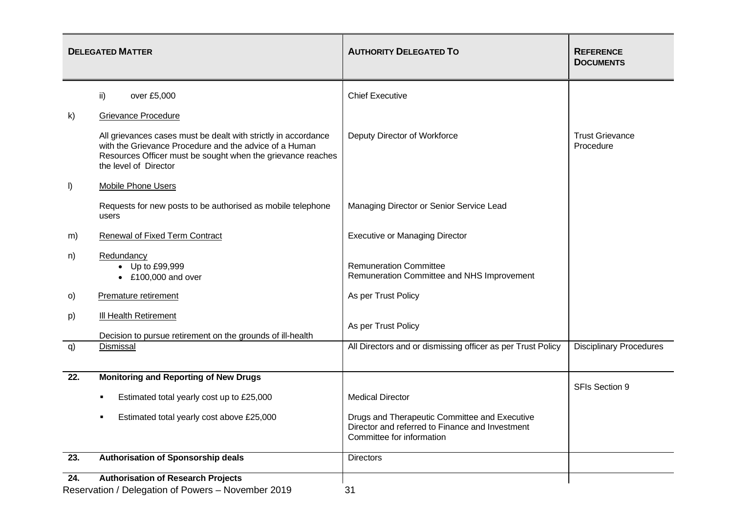| DELEGATED MATTER | | AUTHORITY DELEGATED TO | REFERENCE DOCUMENTS |
|---|---|---|---|
| | ii) over £5,000 | Chief Executive | |
| k) | Grievance Procedure | | |
| | All grievances cases must be dealt with strictly in accordance with the Grievance Procedure and the advice of a Human Resources Officer must be sought when the grievance reaches the level of Director | Deputy Director of Workforce | Trust Grievance Procedure |
| l) | Mobile Phone Users | | |
| | Requests for new posts to be authorised as mobile telephone users | Managing Director or Senior Service Lead | |
| m) | Renewal of Fixed Term Contract | Executive or Managing Director | |
| n) | Redundancy<br>• Up to £99,999<br>• £100,000 and over | <br>Remuneration Committee<br>Remuneration Committee and NHS Improvement | |
| o) | Premature retirement | As per Trust Policy | |
| p) | Ill Health Retirement<br><br>Decision to pursue retirement on the grounds of ill-health | As per Trust Policy | |
| q) | Dismissal | All Directors and or dismissing officer as per Trust Policy | Disciplinary Procedures |
| **22.** | **Monitoring and Reporting of New Drugs** | | SFIs Section 9 |
| | ▪ Estimated total yearly cost up to £25,000 | Medical Director | |
| | ▪ Estimated total yearly cost above £25,000 | Drugs and Therapeutic Committee and Executive Director and referred to Finance and Investment Committee for information | |
| **23.** | **Authorisation of Sponsorship deals** | Directors | |
| **24.** | **Authorisation of Research Projects** | | |

Reservation / Delegation of Powers – November 2019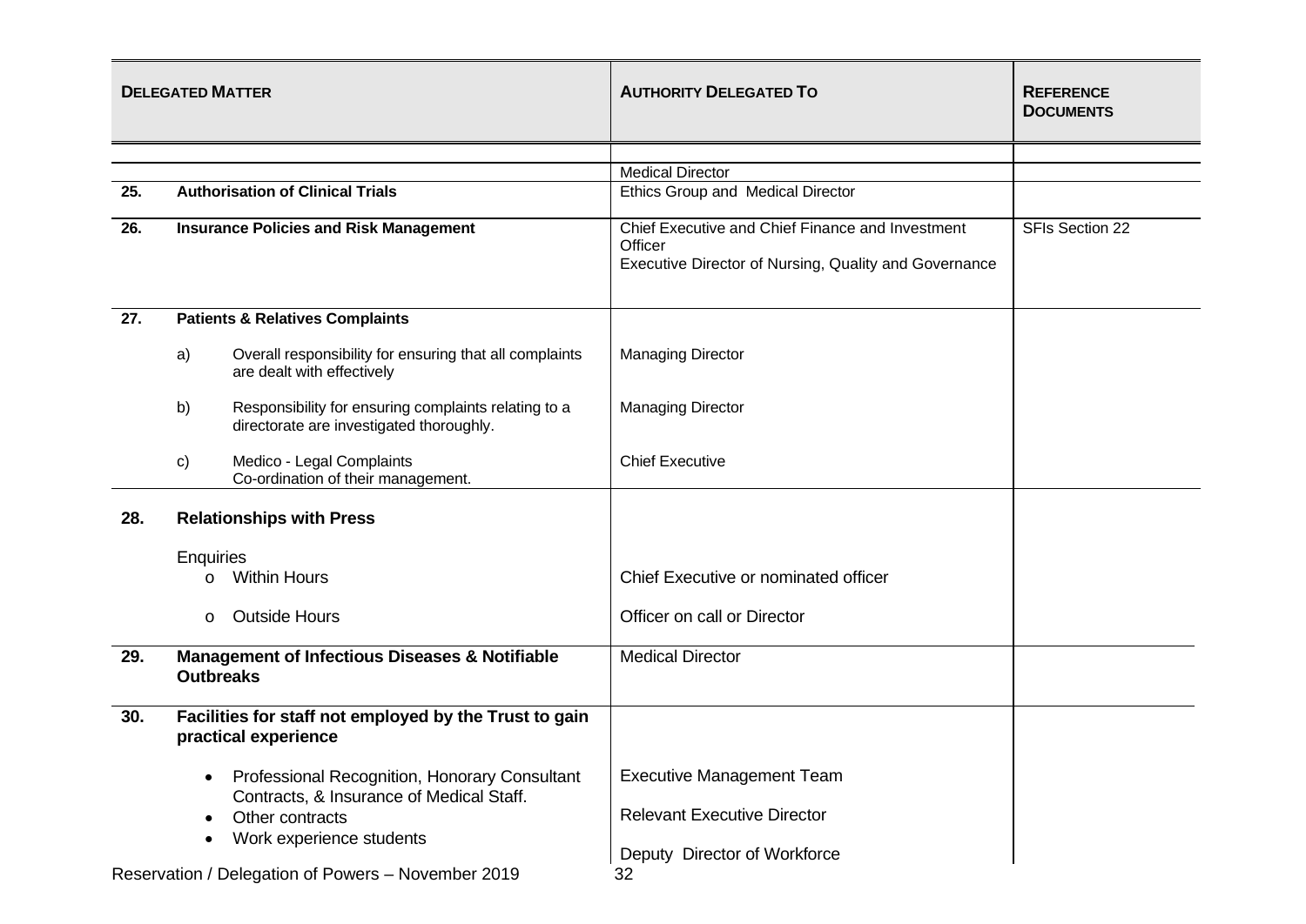| DELEGATED MATTER | | | AUTHORITY DELEGATED TO | REFERENCE DOCUMENTS |
|---|---|---|---|---|
| | | | Medical Director | |
| 25. | **Authorisation of Clinical Trials** | | Ethics Group and Medical Director | |
| 26. | **Insurance Policies and Risk Management** | | Chief Executive and Chief Finance and Investment Officer<br>Executive Director of Nursing, Quality and Governance | SFIs Section 22 |
| 27. | **Patients & Relatives Complaints** | | | |
| | a) | Overall responsibility for ensuring that all complaints are dealt with effectively | Managing Director | |
| | b) | Responsibility for ensuring complaints relating to a directorate are investigated thoroughly. | Managing Director | |
| | c) | Medico - Legal Complaints<br>Co-ordination of their management. | Chief Executive | |
| 28. | **Relationships with Press** | | | |
| | Enquiries | | | |
| | o | Within Hours | Chief Executive or nominated officer | |
| | o | Outside Hours | Officer on call or Director | |
| 29. | **Management of Infectious Diseases & Notifiable Outbreaks** | | Medical Director | |
| 30. | **Facilities for staff not employed by the Trust to gain practical experience** | | | |
| | • | Professional Recognition, Honorary Consultant Contracts, & Insurance of Medical Staff. | Executive Management Team | |
| | • | Other contracts | Relevant Executive Director | |
| | • | Work experience students | Deputy Director of Workforce | |

Reservation / Delegation of Powers – November 2019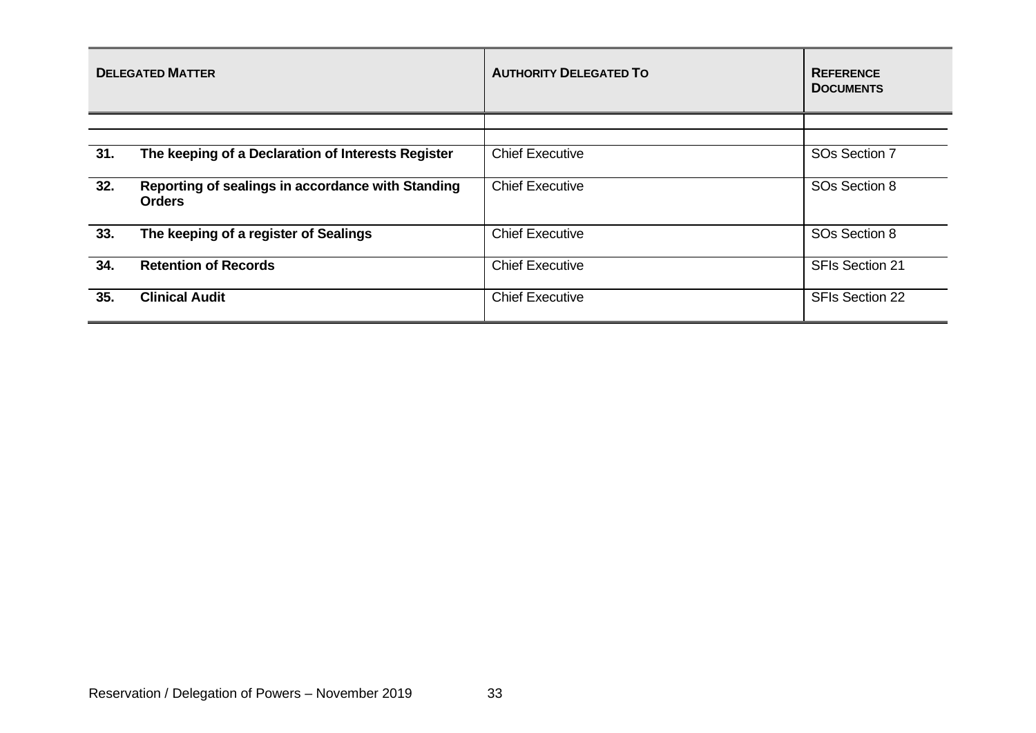| Delegated Matter | | Authority Delegated To | Reference Documents |
|---|---|---|---|
| | | | |
| **31.** | **The keeping of a Declaration of Interests Register** | Chief Executive | SOs Section 7 |
| **32.** | **Reporting of sealings in accordance with Standing Orders** | Chief Executive | SOs Section 8 |
| **33.** | **The keeping of a register of Sealings** | Chief Executive | SOs Section 8 |
| **34.** | **Retention of Records** | Chief Executive | SFIs Section 21 |
| **35.** | **Clinical Audit** | Chief Executive | SFIs Section 22 |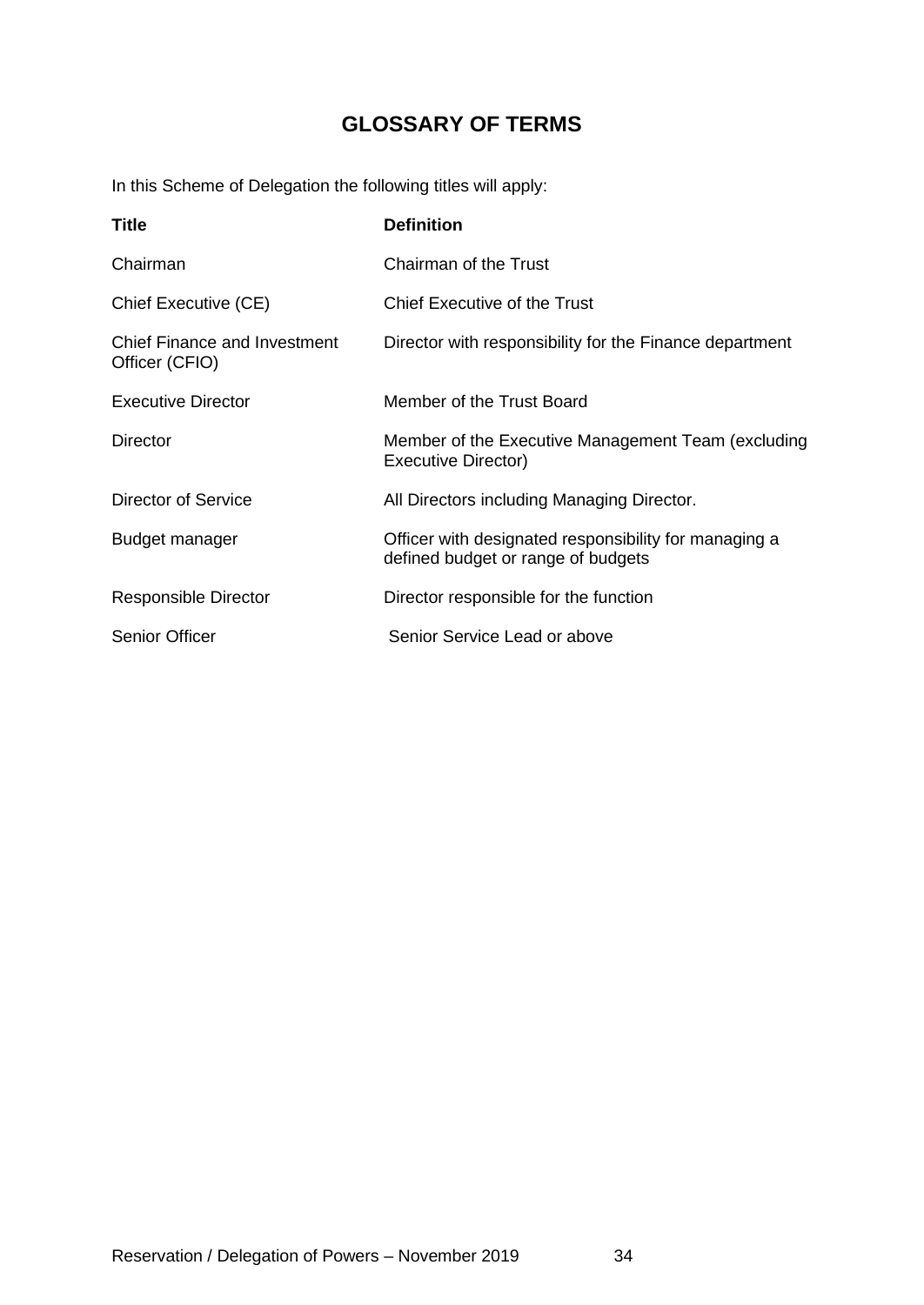# GLOSSARY OF TERMS

In this Scheme of Delegation the following titles will apply:

| Title | Definition |
|---|---|
| Chairman | Chairman of the Trust |
| Chief Executive (CE) | Chief Executive of the Trust |
| Chief Finance and Investment Officer (CFIO) | Director with responsibility for the Finance department |
| Executive Director | Member of the Trust Board |
| Director | Member of the Executive Management Team (excluding Executive Director) |
| Director of Service | All Directors including Managing Director. |
| Budget manager | Officer with designated responsibility for managing a defined budget or range of budgets |
| Responsible Director | Director responsible for the function |
| Senior Officer | Senior Service Lead or above |